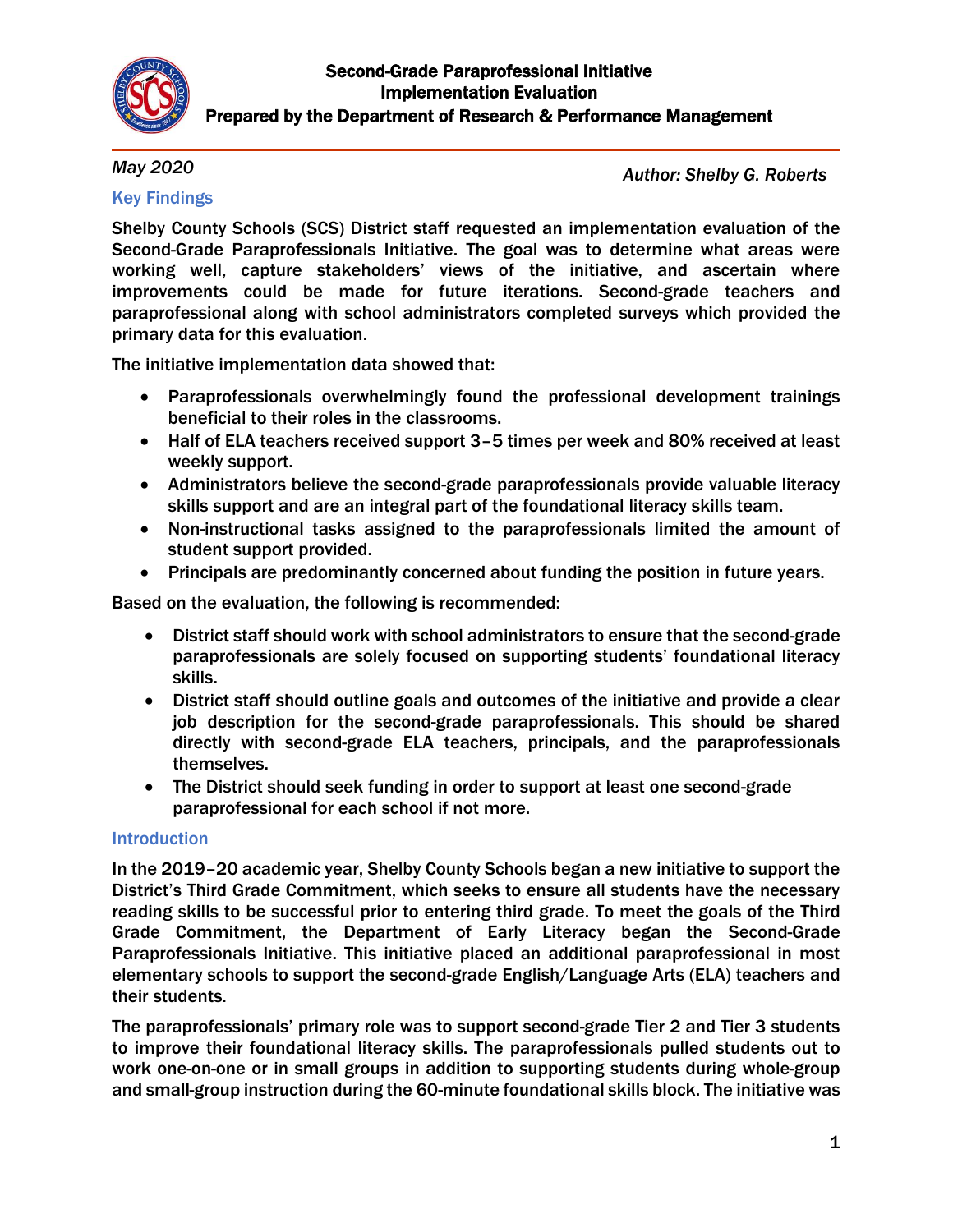# Second-Grade Paraprofessional Initiative
## Implementation Evaluation
### Prepared by the Department of Research & Performance Management

*May 2020*

*Author: Shelby G. Roberts*

## Key Findings

Shelby County Schools (SCS) District staff requested an implementation evaluation of the Second-Grade Paraprofessionals Initiative. The goal was to determine what areas were working well, capture stakeholders' views of the initiative, and ascertain where improvements could be made for future iterations. Second-grade teachers and paraprofessional along with school administrators completed surveys which provided the primary data for this evaluation.

The initiative implementation data showed that:

- Paraprofessionals overwhelmingly found the professional development trainings beneficial to their roles in the classrooms.
- Half of ELA teachers received support 3–5 times per week and 80% received at least weekly support.
- Administrators believe the second-grade paraprofessionals provide valuable literacy skills support and are an integral part of the foundational literacy skills team.
- Non-instructional tasks assigned to the paraprofessionals limited the amount of student support provided.
- Principals are predominantly concerned about funding the position in future years.

Based on the evaluation, the following is recommended:

- District staff should work with school administrators to ensure that the second-grade paraprofessionals are solely focused on supporting students' foundational literacy skills.
- District staff should outline goals and outcomes of the initiative and provide a clear job description for the second-grade paraprofessionals. This should be shared directly with second-grade ELA teachers, principals, and the paraprofessionals themselves.
- The District should seek funding in order to support at least one second-grade paraprofessional for each school if not more.

## Introduction

In the 2019–20 academic year, Shelby County Schools began a new initiative to support the District's Third Grade Commitment, which seeks to ensure all students have the necessary reading skills to be successful prior to entering third grade. To meet the goals of the Third Grade Commitment, the Department of Early Literacy began the Second-Grade Paraprofessionals Initiative. This initiative placed an additional paraprofessional in most elementary schools to support the second-grade English/Language Arts (ELA) teachers and their students.

The paraprofessionals' primary role was to support second-grade Tier 2 and Tier 3 students to improve their foundational literacy skills. The paraprofessionals pulled students out to work one-on-one or in small groups in addition to supporting students during whole-group and small-group instruction during the 60-minute foundational skills block. The initiative was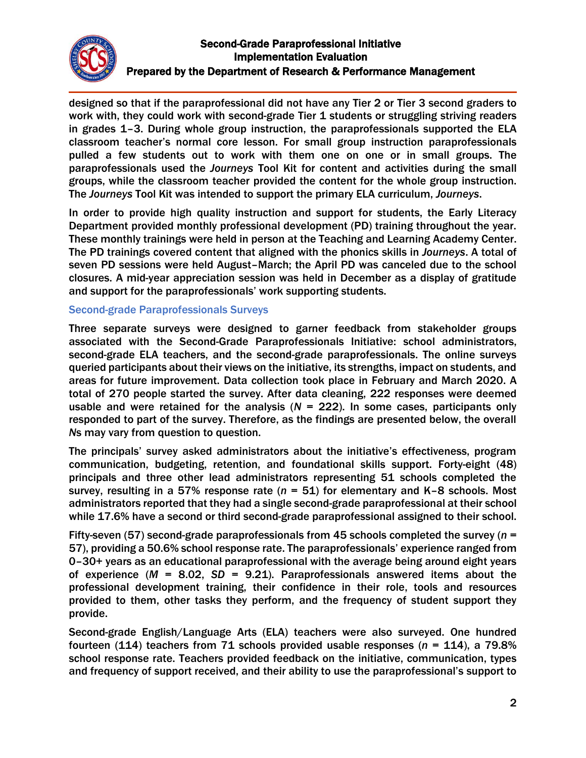designed so that if the paraprofessional did not have any Tier 2 or Tier 3 second graders to work with, they could work with second-grade Tier 1 students or struggling striving readers in grades 1–3. During whole group instruction, the paraprofessionals supported the ELA classroom teacher's normal core lesson. For small group instruction paraprofessionals pulled a few students out to work with them one on one or in small groups. The paraprofessionals used the *Journeys* Tool Kit for content and activities during the small groups, while the classroom teacher provided the content for the whole group instruction. The *Journeys* Tool Kit was intended to support the primary ELA curriculum, *Journeys*.

In order to provide high quality instruction and support for students, the Early Literacy Department provided monthly professional development (PD) training throughout the year. These monthly trainings were held in person at the Teaching and Learning Academy Center. The PD trainings covered content that aligned with the phonics skills in *Journeys*. A total of seven PD sessions were held August–March; the April PD was canceled due to the school closures. A mid-year appreciation session was held in December as a display of gratitude and support for the paraprofessionals' work supporting students.

### Second-grade Paraprofessionals Surveys

Three separate surveys were designed to garner feedback from stakeholder groups associated with the Second-Grade Paraprofessionals Initiative: school administrators, second-grade ELA teachers, and the second-grade paraprofessionals. The online surveys queried participants about their views on the initiative, its strengths, impact on students, and areas for future improvement. Data collection took place in February and March 2020. A total of 270 people started the survey. After data cleaning, 222 responses were deemed usable and were retained for the analysis ($N$ = 222). In some cases, participants only responded to part of the survey. Therefore, as the findings are presented below, the overall $N$s may vary from question to question.

The principals' survey asked administrators about the initiative's effectiveness, program communication, budgeting, retention, and foundational skills support. Forty-eight (48) principals and three other lead administrators representing 51 schools completed the survey, resulting in a 57% response rate ($n$ = 51) for elementary and K–8 schools. Most administrators reported that they had a single second-grade paraprofessional at their school while 17.6% have a second or third second-grade paraprofessional assigned to their school.

Fifty-seven (57) second-grade paraprofessionals from 45 schools completed the survey ($n$ = 57), providing a 50.6% school response rate. The paraprofessionals' experience ranged from 0–30+ years as an educational paraprofessional with the average being around eight years of experience ($M$ = 8.02, $SD$ = 9.21). Paraprofessionals answered items about the professional development training, their confidence in their role, tools and resources provided to them, other tasks they perform, and the frequency of student support they provide.

Second-grade English/Language Arts (ELA) teachers were also surveyed. One hundred fourteen (114) teachers from 71 schools provided usable responses ($n$ = 114), a 79.8% school response rate. Teachers provided feedback on the initiative, communication, types and frequency of support received, and their ability to use the paraprofessional's support to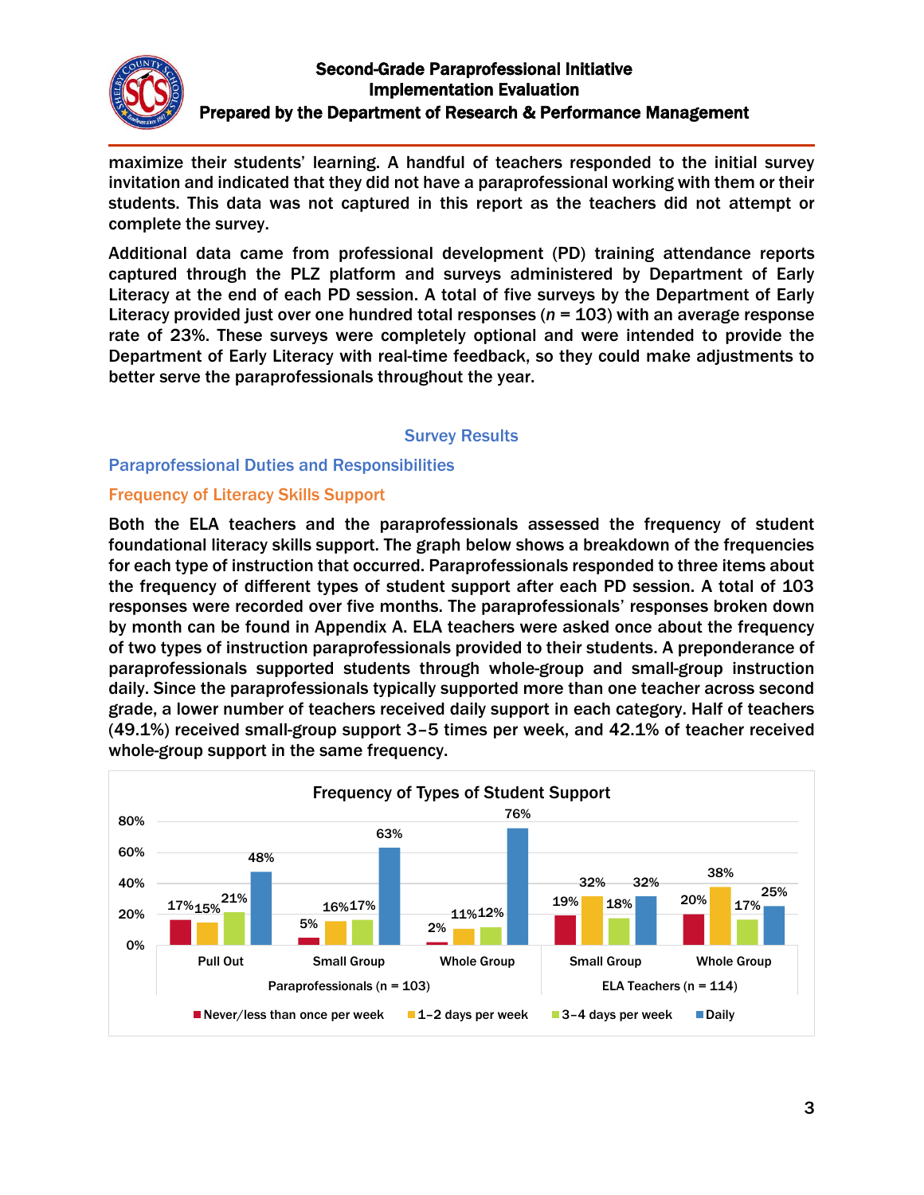maximize their students' learning. A handful of teachers responded to the initial survey invitation and indicated that they did not have a paraprofessional working with them or their students. This data was not captured in this report as the teachers did not attempt or complete the survey.

Additional data came from professional development (PD) training attendance reports captured through the PLZ platform and surveys administered by Department of Early Literacy at the end of each PD session. A total of five surveys by the Department of Early Literacy provided just over one hundred total responses (*n* = 103) with an average response rate of 23%. These surveys were completely optional and were intended to provide the Department of Early Literacy with real-time feedback, so they could make adjustments to better serve the paraprofessionals throughout the year.

## Survey Results

### Paraprofessional Duties and Responsibilities

#### Frequency of Literacy Skills Support

Both the ELA teachers and the paraprofessionals assessed the frequency of student foundational literacy skills support. The graph below shows a breakdown of the frequencies for each type of instruction that occurred. Paraprofessionals responded to three items about the frequency of different types of student support after each PD session. A total of 103 responses were recorded over five months. The paraprofessionals' responses broken down by month can be found in Appendix A. ELA teachers were asked once about the frequency of two types of instruction paraprofessionals provided to their students. A preponderance of paraprofessionals supported students through whole-group and small-group instruction daily. Since the paraprofessionals typically supported more than one teacher across second grade, a lower number of teachers received daily support in each category. Half of teachers (49.1%) received small-group support 3–5 times per week, and 42.1% of teacher received whole-group support in the same frequency.

**Frequency of Types of Student Support**

| Group | Type | Never/less than once per week | 1–2 days per week | 3–4 days per week | Daily |
|---|---|---|---|---|---|
| Paraprofessionals (n = 103) | Pull Out | 17% | 15% | 21% | 48% |
| | Small Group | 5% | 16% | 17% | 63% |
| | Whole Group | 2% | 11% | 12% | 76% |
| ELA Teachers (n = 114) | Small Group | 19% | 32% | 18% | 32% |
| | Whole Group | 20% | 38% | 17% | 25% |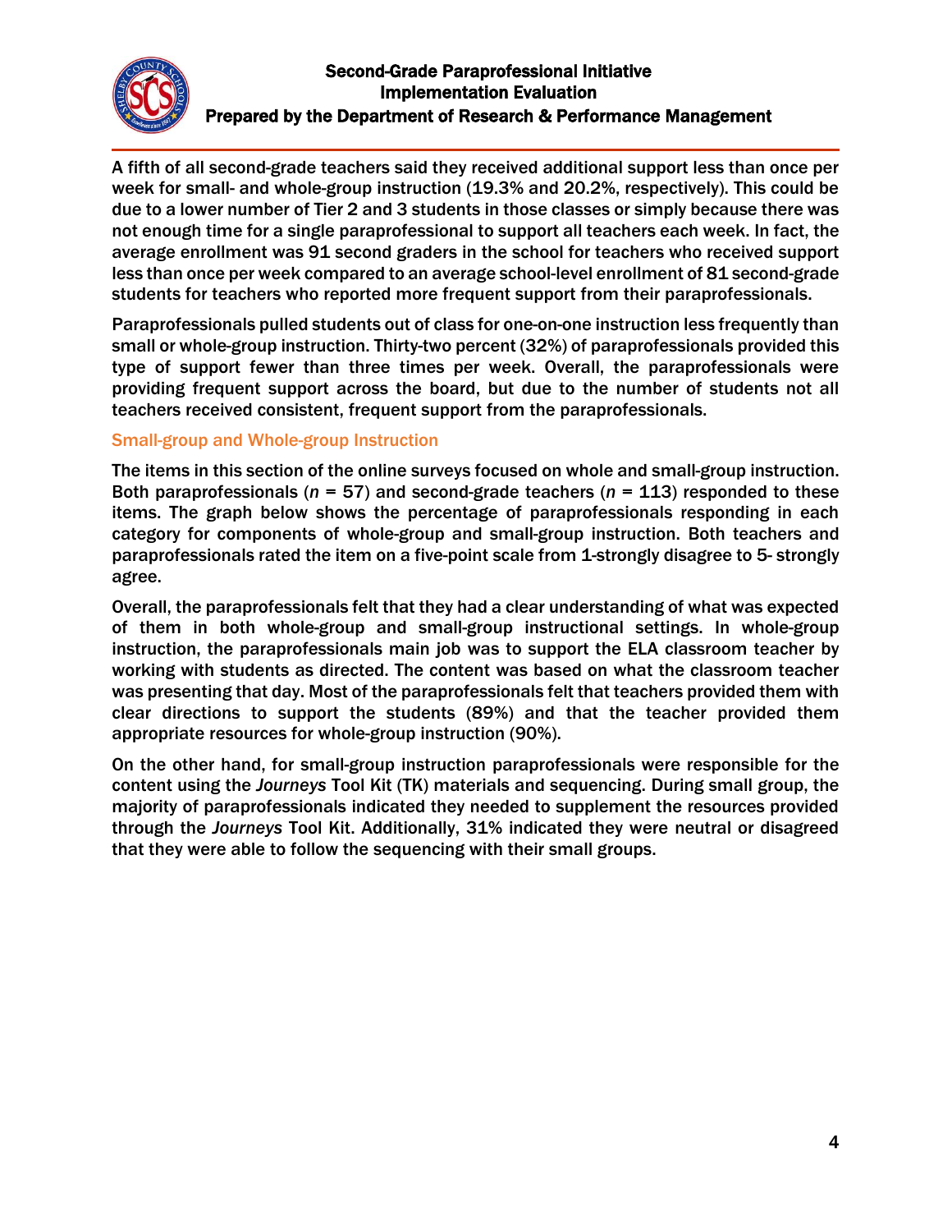A fifth of all second-grade teachers said they received additional support less than once per week for small- and whole-group instruction (19.3% and 20.2%, respectively). This could be due to a lower number of Tier 2 and 3 students in those classes or simply because there was not enough time for a single paraprofessional to support all teachers each week. In fact, the average enrollment was 91 second graders in the school for teachers who received support less than once per week compared to an average school-level enrollment of 81 second-grade students for teachers who reported more frequent support from their paraprofessionals.

Paraprofessionals pulled students out of class for one-on-one instruction less frequently than small or whole-group instruction. Thirty-two percent (32%) of paraprofessionals provided this type of support fewer than three times per week. Overall, the paraprofessionals were providing frequent support across the board, but due to the number of students not all teachers received consistent, frequent support from the paraprofessionals.

### Small-group and Whole-group Instruction

The items in this section of the online surveys focused on whole and small-group instruction. Both paraprofessionals (*n* = 57) and second-grade teachers (*n* = 113) responded to these items. The graph below shows the percentage of paraprofessionals responding in each category for components of whole-group and small-group instruction. Both teachers and paraprofessionals rated the item on a five-point scale from 1-strongly disagree to 5- strongly agree.

Overall, the paraprofessionals felt that they had a clear understanding of what was expected of them in both whole-group and small-group instructional settings. In whole-group instruction, the paraprofessionals main job was to support the ELA classroom teacher by working with students as directed. The content was based on what the classroom teacher was presenting that day. Most of the paraprofessionals felt that teachers provided them with clear directions to support the students (89%) and that the teacher provided them appropriate resources for whole-group instruction (90%).

On the other hand, for small-group instruction paraprofessionals were responsible for the content using the *Journeys* Tool Kit (TK) materials and sequencing. During small group, the majority of paraprofessionals indicated they needed to supplement the resources provided through the *Journeys* Tool Kit. Additionally, 31% indicated they were neutral or disagreed that they were able to follow the sequencing with their small groups.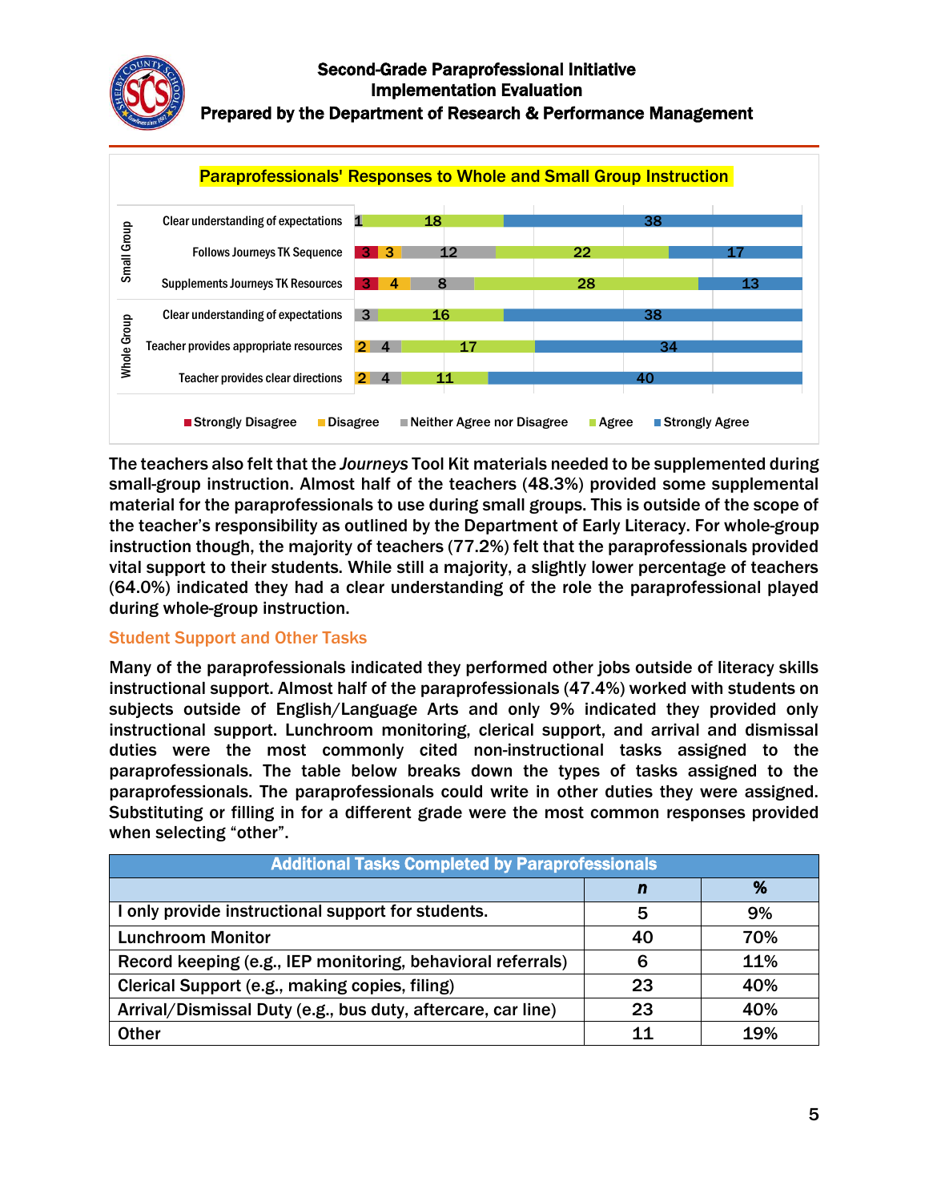**Paraprofessionals' Responses to Whole and Small Group Instruction**

| Group | Item | Strongly Disagree | Disagree | Neither Agree nor Disagree | Agree | Strongly Agree |
|---|---|---|---|---|---|---|
| Small Group | Clear understanding of expectations | | | 1 | 18 | 38 |
| Small Group | Follows Journeys TK Sequence | 3 | 3 | 12 | 22 | 17 |
| Small Group | Supplements Journeys TK Resources | 3 | 4 | 8 | 28 | 13 |
| Whole Group | Clear understanding of expectations | | | 3 | 16 | 38 |
| Whole Group | Teacher provides appropriate resources | | 2 | 4 | 17 | 34 |
| Whole Group | Teacher provides clear directions | | 2 | 4 | 11 | 40 |

The teachers also felt that the *Journeys* Tool Kit materials needed to be supplemented during small-group instruction. Almost half of the teachers (48.3%) provided some supplemental material for the paraprofessionals to use during small groups. This is outside of the scope of the teacher's responsibility as outlined by the Department of Early Literacy. For whole-group instruction though, the majority of teachers (77.2%) felt that the paraprofessionals provided vital support to their students. While still a majority, a slightly lower percentage of teachers (64.0%) indicated they had a clear understanding of the role the paraprofessional played during whole-group instruction.

### Student Support and Other Tasks

Many of the paraprofessionals indicated they performed other jobs outside of literacy skills instructional support. Almost half of the paraprofessionals (47.4%) worked with students on subjects outside of English/Language Arts and only 9% indicated they provided only instructional support. Lunchroom monitoring, clerical support, and arrival and dismissal duties were the most commonly cited non-instructional tasks assigned to the paraprofessionals. The table below breaks down the types of tasks assigned to the paraprofessionals. The paraprofessionals could write in other duties they were assigned. Substituting or filling in for a different grade were the most common responses provided when selecting "other".

| Additional Tasks Completed by Paraprofessionals | *n* | % |
|---|---|---|
| I only provide instructional support for students. | 5 | 9% |
| Lunchroom Monitor | 40 | 70% |
| Record keeping (e.g., IEP monitoring, behavioral referrals) | 6 | 11% |
| Clerical Support (e.g., making copies, filing) | 23 | 40% |
| Arrival/Dismissal Duty (e.g., bus duty, aftercare, car line) | 23 | 40% |
| Other | 11 | 19% |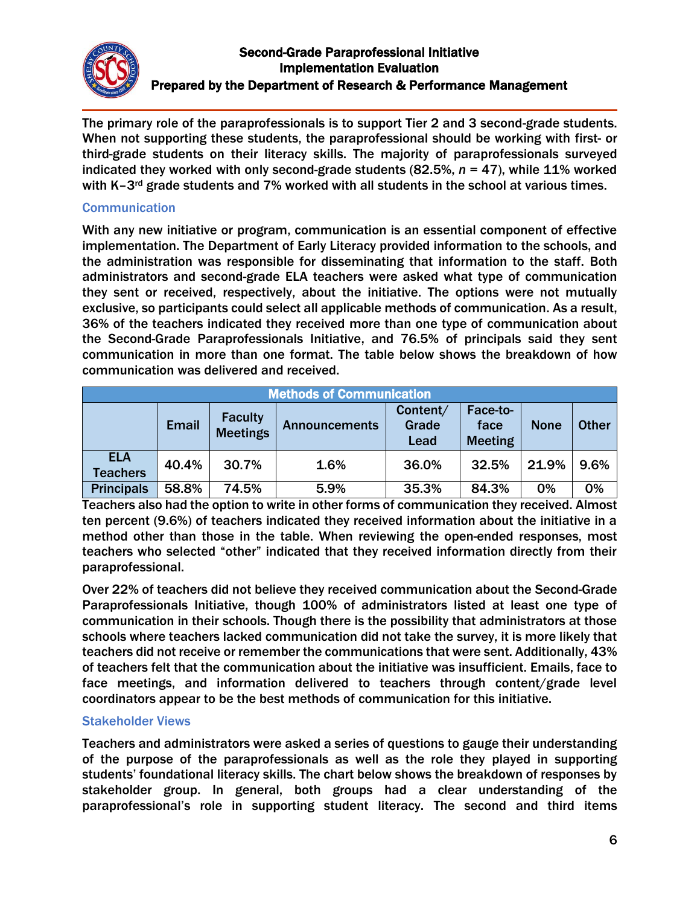The primary role of the paraprofessionals is to support Tier 2 and 3 second-grade students. When not supporting these students, the paraprofessional should be working with first- or third-grade students on their literacy skills. The majority of paraprofessionals surveyed indicated they worked with only second-grade students (82.5%, *n* = 47), while 11% worked with K–3rd grade students and 7% worked with all students in the school at various times.

### Communication

With any new initiative or program, communication is an essential component of effective implementation. The Department of Early Literacy provided information to the schools, and the administration was responsible for disseminating that information to the staff. Both administrators and second-grade ELA teachers were asked what type of communication they sent or received, respectively, about the initiative. The options were not mutually exclusive, so participants could select all applicable methods of communication. As a result, 36% of the teachers indicated they received more than one type of communication about the Second-Grade Paraprofessionals Initiative, and 76.5% of principals said they sent communication in more than one format. The table below shows the breakdown of how communication was delivered and received.

| Methods of Communication | | | | | | | |
|---|---|---|---|---|---|---|---|
| | Email | Faculty Meetings | Announcements | Content/ Grade Lead | Face-to-face Meeting | None | Other |
| ELA Teachers | 40.4% | 30.7% | 1.6% | 36.0% | 32.5% | 21.9% | 9.6% |
| Principals | 58.8% | 74.5% | 5.9% | 35.3% | 84.3% | 0% | 0% |

Teachers also had the option to write in other forms of communication they received. Almost ten percent (9.6%) of teachers indicated they received information about the initiative in a method other than those in the table. When reviewing the open-ended responses, most teachers who selected "other" indicated that they received information directly from their paraprofessional.

Over 22% of teachers did not believe they received communication about the Second-Grade Paraprofessionals Initiative, though 100% of administrators listed at least one type of communication in their schools. Though there is the possibility that administrators at those schools where teachers lacked communication did not take the survey, it is more likely that teachers did not receive or remember the communications that were sent. Additionally, 43% of teachers felt that the communication about the initiative was insufficient. Emails, face to face meetings, and information delivered to teachers through content/grade level coordinators appear to be the best methods of communication for this initiative.

### Stakeholder Views

Teachers and administrators were asked a series of questions to gauge their understanding of the purpose of the paraprofessionals as well as the role they played in supporting students' foundational literacy skills. The chart below shows the breakdown of responses by stakeholder group. In general, both groups had a clear understanding of the paraprofessional's role in supporting student literacy. The second and third items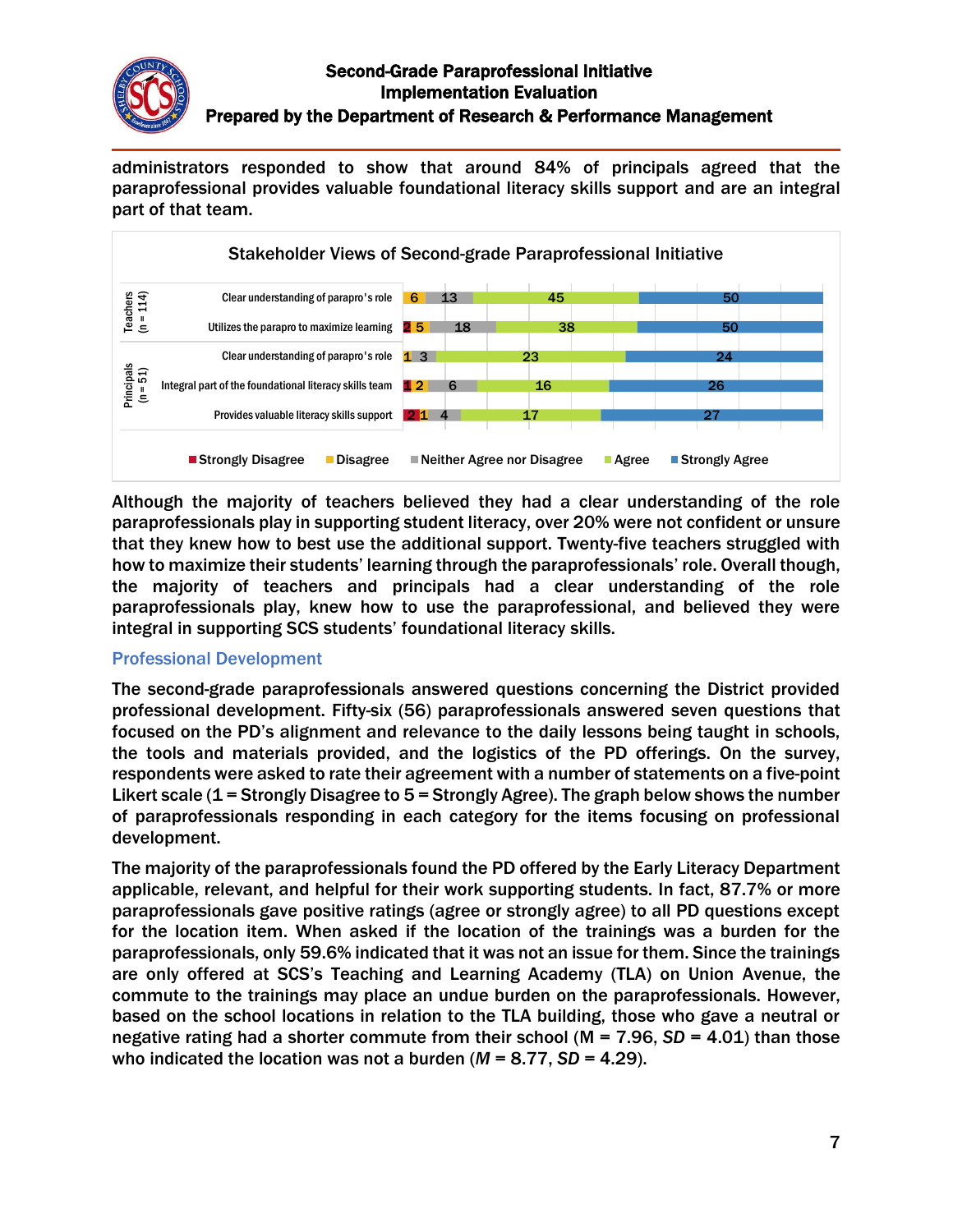administrators responded to show that around 84% of principals agreed that the paraprofessional provides valuable foundational literacy skills support and are an integral part of that team.

**Stakeholder Views of Second-grade Paraprofessional Initiative**

| Group | Item | Strongly Disagree | Disagree | Neither Agree nor Disagree | Agree | Strongly Agree |
|---|---|---|---|---|---|---|
| Teachers (n = 114) | Clear understanding of parapro's role | | 6 | 13 | 45 | 50 |
| | Utilizes the parapro to maximize learning | 2 | 5 | 18 | 38 | 50 |
| Principals (n = 51) | Clear understanding of parapro's role | | 1 | 3 | 23 | 24 |
| | Integral part of the foundational literacy skills team | 1 | 2 | 6 | 16 | 26 |
| | Provides valuable literacy skills support | 2 | 1 | 4 | 17 | 27 |

Although the majority of teachers believed they had a clear understanding of the role paraprofessionals play in supporting student literacy, over 20% were not confident or unsure that they knew how to best use the additional support. Twenty-five teachers struggled with how to maximize their students' learning through the paraprofessionals' role. Overall though, the majority of teachers and principals had a clear understanding of the role paraprofessionals play, knew how to use the paraprofessional, and believed they were integral in supporting SCS students' foundational literacy skills.

## Professional Development

The second-grade paraprofessionals answered questions concerning the District provided professional development. Fifty-six (56) paraprofessionals answered seven questions that focused on the PD's alignment and relevance to the daily lessons being taught in schools, the tools and materials provided, and the logistics of the PD offerings. On the survey, respondents were asked to rate their agreement with a number of statements on a five-point Likert scale (1 = Strongly Disagree to 5 = Strongly Agree). The graph below shows the number of paraprofessionals responding in each category for the items focusing on professional development.

The majority of the paraprofessionals found the PD offered by the Early Literacy Department applicable, relevant, and helpful for their work supporting students. In fact, 87.7% or more paraprofessionals gave positive ratings (agree or strongly agree) to all PD questions except for the location item. When asked if the location of the trainings was a burden for the paraprofessionals, only 59.6% indicated that it was not an issue for them. Since the trainings are only offered at SCS's Teaching and Learning Academy (TLA) on Union Avenue, the commute to the trainings may place an undue burden on the paraprofessionals. However, based on the school locations in relation to the TLA building, those who gave a neutral or negative rating had a shorter commute from their school ($M$ = 7.96, $SD$ = 4.01) than those who indicated the location was not a burden ($M$ = 8.77, $SD$ = 4.29).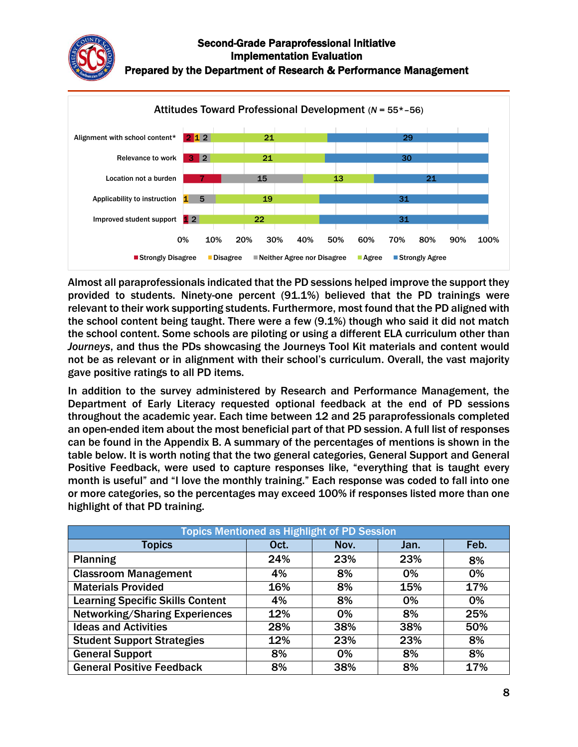Attitudes Toward Professional Development (*N* = 55*–56)

| Item | Strongly Disagree | Disagree | Neither Agree nor Disagree | Agree | Strongly Agree |
|---|---|---|---|---|---|
| Alignment with school content* | 2 | 1 | 2 | 21 | 29 |
| Relevance to work | 3 | | 2 | 21 | 30 |
| Location not a burden | 7 | | 15 | 13 | 21 |
| Applicability to instruction | | 1 | 5 | 19 | 31 |
| Improved student support | 1 | | 2 | 22 | 31 |

Almost all paraprofessionals indicated that the PD sessions helped improve the support they provided to students. Ninety-one percent (91.1%) believed that the PD trainings were relevant to their work supporting students. Furthermore, most found that the PD aligned with the school content being taught. There were a few (9.1%) though who said it did not match the school content. Some schools are piloting or using a different ELA curriculum other than *Journeys*, and thus the PDs showcasing the Journeys Tool Kit materials and content would not be as relevant or in alignment with their school's curriculum. Overall, the vast majority gave positive ratings to all PD items.

In addition to the survey administered by Research and Performance Management, the Department of Early Literacy requested optional feedback at the end of PD sessions throughout the academic year. Each time between 12 and 25 paraprofessionals completed an open-ended item about the most beneficial part of that PD session. A full list of responses can be found in the Appendix B. A summary of the percentages of mentions is shown in the table below. It is worth noting that the two general categories, General Support and General Positive Feedback, were used to capture responses like, "everything that is taught every month is useful" and "I love the monthly training." Each response was coded to fall into one or more categories, so the percentages may exceed 100% if responses listed more than one highlight of that PD training.

Topics Mentioned as Highlight of PD Session

| Topics | Oct. | Nov. | Jan. | Feb. |
|---|---|---|---|---|
| Planning | 24% | 23% | 23% | 8% |
| Classroom Management | 4% | 8% | 0% | 0% |
| Materials Provided | 16% | 8% | 15% | 17% |
| Learning Specific Skills Content | 4% | 8% | 0% | 0% |
| Networking/Sharing Experiences | 12% | 0% | 8% | 25% |
| Ideas and Activities | 28% | 38% | 38% | 50% |
| Student Support Strategies | 12% | 23% | 23% | 8% |
| General Support | 8% | 0% | 8% | 8% |
| General Positive Feedback | 8% | 38% | 8% | 17% |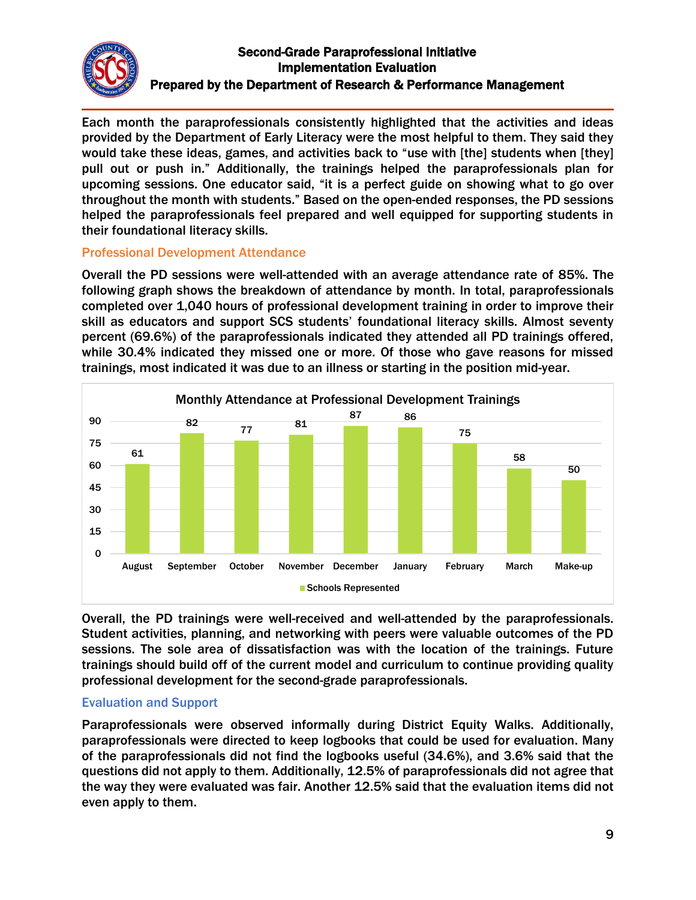Each month the paraprofessionals consistently highlighted that the activities and ideas provided by the Department of Early Literacy were the most helpful to them. They said they would take these ideas, games, and activities back to "use with [the] students when [they] pull out or push in." Additionally, the trainings helped the paraprofessionals plan for upcoming sessions. One educator said, "it is a perfect guide on showing what to go over throughout the month with students." Based on the open-ended responses, the PD sessions helped the paraprofessionals feel prepared and well equipped for supporting students in their foundational literacy skills.

### Professional Development Attendance

Overall the PD sessions were well-attended with an average attendance rate of 85%. The following graph shows the breakdown of attendance by month. In total, paraprofessionals completed over 1,040 hours of professional development training in order to improve their skill as educators and support SCS students' foundational literacy skills. Almost seventy percent (69.6%) of the paraprofessionals indicated they attended all PD trainings offered, while 30.4% indicated they missed one or more. Of those who gave reasons for missed trainings, most indicated it was due to an illness or starting in the position mid-year.

**Monthly Attendance at Professional Development Trainings**

| Month | Schools Represented |
|---|---|
| August | 61 |
| September | 82 |
| October | 77 |
| November | 81 |
| December | 87 |
| January | 86 |
| February | 75 |
| March | 58 |
| Make-up | 50 |

Overall, the PD trainings were well-received and well-attended by the paraprofessionals. Student activities, planning, and networking with peers were valuable outcomes of the PD sessions. The sole area of dissatisfaction was with the location of the trainings. Future trainings should build off of the current model and curriculum to continue providing quality professional development for the second-grade paraprofessionals.

### Evaluation and Support

Paraprofessionals were observed informally during District Equity Walks. Additionally, paraprofessionals were directed to keep logbooks that could be used for evaluation. Many of the paraprofessionals did not find the logbooks useful (34.6%), and 3.6% said that the questions did not apply to them. Additionally, 12.5% of paraprofessionals did not agree that the way they were evaluated was fair. Another 12.5% said that the evaluation items did not even apply to them.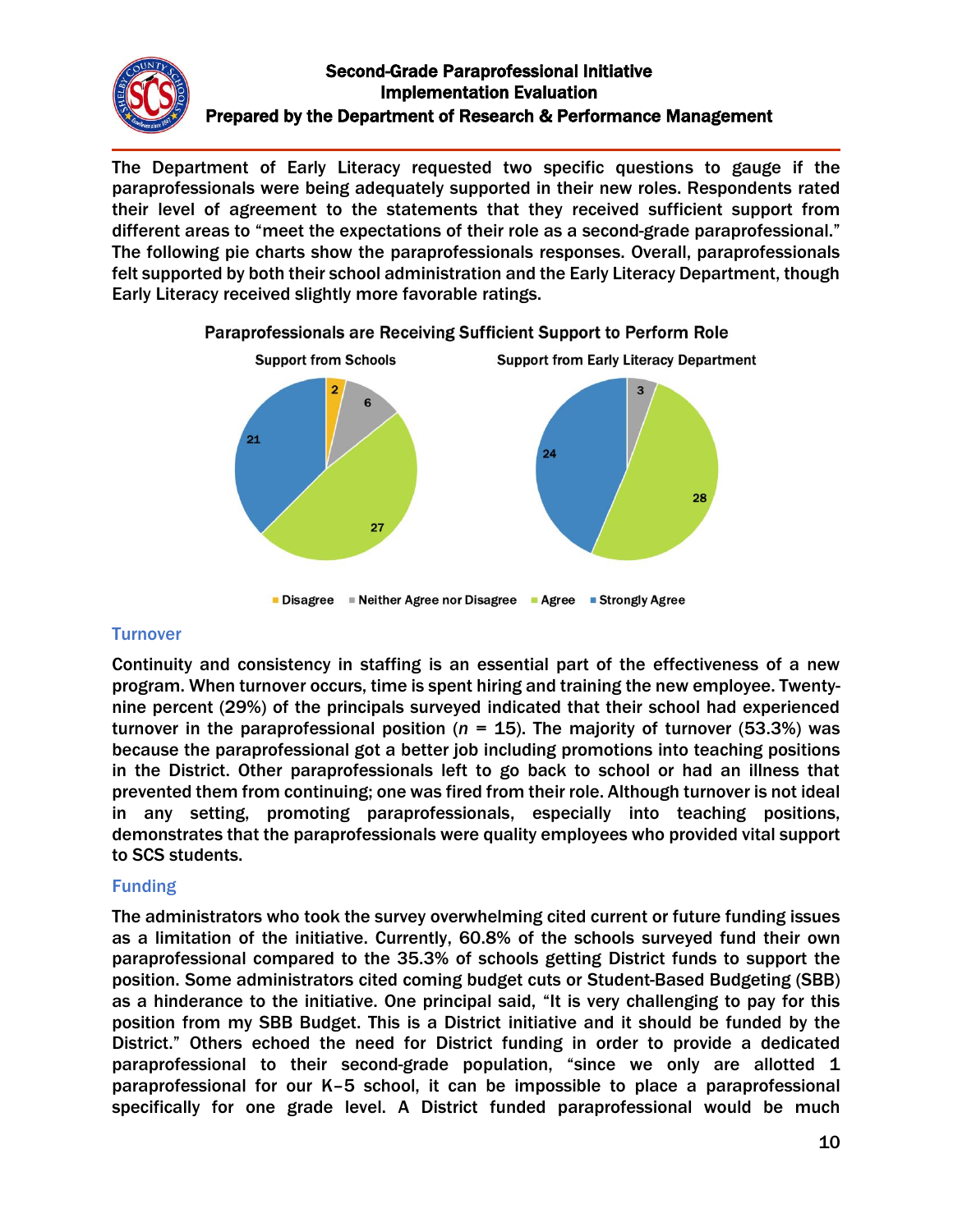The Department of Early Literacy requested two specific questions to gauge if the paraprofessionals were being adequately supported in their new roles. Respondents rated their level of agreement to the statements that they received sufficient support from different areas to "meet the expectations of their role as a second-grade paraprofessional." The following pie charts show the paraprofessionals responses. Overall, paraprofessionals felt supported by both their school administration and the Early Literacy Department, though Early Literacy received slightly more favorable ratings.

**Paraprofessionals are Receiving Sufficient Support to Perform Role**

| Response | Support from Schools | Support from Early Literacy Department |
| --- | --- | --- |
| Disagree | 2 | |
| Neither Agree nor Disagree | 6 | 3 |
| Agree | 27 | 28 |
| Strongly Agree | 21 | 24 |

## Turnover

Continuity and consistency in staffing is an essential part of the effectiveness of a new program. When turnover occurs, time is spent hiring and training the new employee. Twenty-nine percent (29%) of the principals surveyed indicated that their school had experienced turnover in the paraprofessional position ($n$ = 15). The majority of turnover (53.3%) was because the paraprofessional got a better job including promotions into teaching positions in the District. Other paraprofessionals left to go back to school or had an illness that prevented them from continuing; one was fired from their role. Although turnover is not ideal in any setting, promoting paraprofessionals, especially into teaching positions, demonstrates that the paraprofessionals were quality employees who provided vital support to SCS students.

## Funding

The administrators who took the survey overwhelming cited current or future funding issues as a limitation of the initiative. Currently, 60.8% of the schools surveyed fund their own paraprofessional compared to the 35.3% of schools getting District funds to support the position. Some administrators cited coming budget cuts or Student-Based Budgeting (SBB) as a hinderance to the initiative. One principal said, "It is very challenging to pay for this position from my SBB Budget. This is a District initiative and it should be funded by the District." Others echoed the need for District funding in order to provide a dedicated paraprofessional to their second-grade population, "since we only are allotted 1 paraprofessional for our K–5 school, it can be impossible to place a paraprofessional specifically for one grade level. A District funded paraprofessional would be much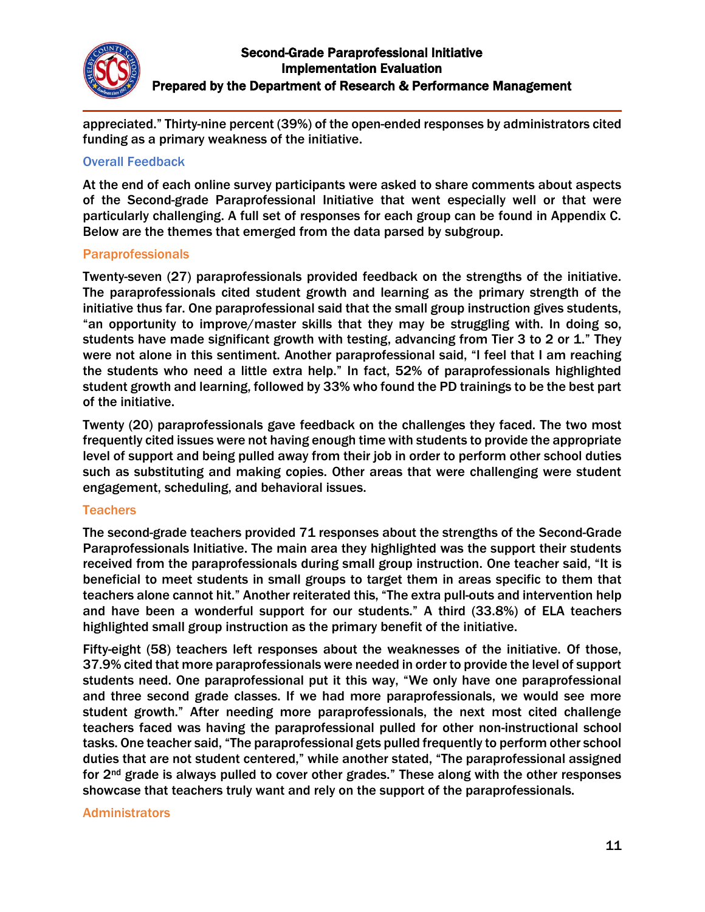appreciated." Thirty-nine percent (39%) of the open-ended responses by administrators cited funding as a primary weakness of the initiative.

### Overall Feedback

At the end of each online survey participants were asked to share comments about aspects of the Second-grade Paraprofessional Initiative that went especially well or that were particularly challenging. A full set of responses for each group can be found in Appendix C. Below are the themes that emerged from the data parsed by subgroup.

#### Paraprofessionals

Twenty-seven (27) paraprofessionals provided feedback on the strengths of the initiative. The paraprofessionals cited student growth and learning as the primary strength of the initiative thus far. One paraprofessional said that the small group instruction gives students, "an opportunity to improve/master skills that they may be struggling with. In doing so, students have made significant growth with testing, advancing from Tier 3 to 2 or 1." They were not alone in this sentiment. Another paraprofessional said, "I feel that I am reaching the students who need a little extra help." In fact, 52% of paraprofessionals highlighted student growth and learning, followed by 33% who found the PD trainings to be the best part of the initiative.

Twenty (20) paraprofessionals gave feedback on the challenges they faced. The two most frequently cited issues were not having enough time with students to provide the appropriate level of support and being pulled away from their job in order to perform other school duties such as substituting and making copies. Other areas that were challenging were student engagement, scheduling, and behavioral issues.

#### Teachers

The second-grade teachers provided 71 responses about the strengths of the Second-Grade Paraprofessionals Initiative. The main area they highlighted was the support their students received from the paraprofessionals during small group instruction. One teacher said, "It is beneficial to meet students in small groups to target them in areas specific to them that teachers alone cannot hit." Another reiterated this, "The extra pull-outs and intervention help and have been a wonderful support for our students." A third (33.8%) of ELA teachers highlighted small group instruction as the primary benefit of the initiative.

Fifty-eight (58) teachers left responses about the weaknesses of the initiative. Of those, 37.9% cited that more paraprofessionals were needed in order to provide the level of support students need. One paraprofessional put it this way, "We only have one paraprofessional and three second grade classes. If we had more paraprofessionals, we would see more student growth." After needing more paraprofessionals, the next most cited challenge teachers faced was having the paraprofessional pulled for other non-instructional school tasks. One teacher said, "The paraprofessional gets pulled frequently to perform other school duties that are not student centered," while another stated, "The paraprofessional assigned for 2nd grade is always pulled to cover other grades." These along with the other responses showcase that teachers truly want and rely on the support of the paraprofessionals.

#### Administrators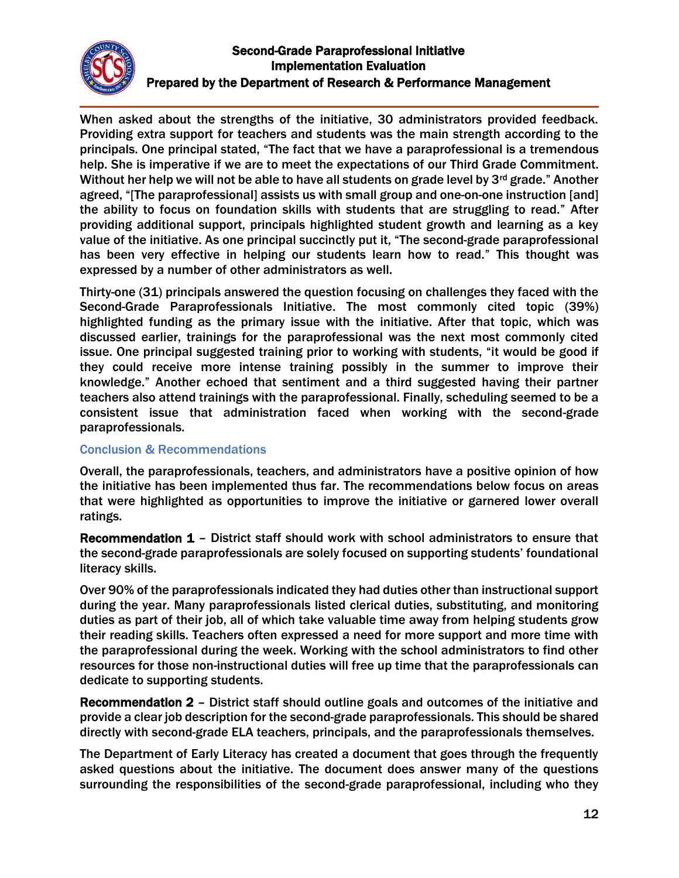When asked about the strengths of the initiative, 30 administrators provided feedback. Providing extra support for teachers and students was the main strength according to the principals. One principal stated, "The fact that we have a paraprofessional is a tremendous help. She is imperative if we are to meet the expectations of our Third Grade Commitment. Without her help we will not be able to have all students on grade level by 3rd grade." Another agreed, "[The paraprofessional] assists us with small group and one-on-one instruction [and] the ability to focus on foundation skills with students that are struggling to read." After providing additional support, principals highlighted student growth and learning as a key value of the initiative. As one principal succinctly put it, "The second-grade paraprofessional has been very effective in helping our students learn how to read." This thought was expressed by a number of other administrators as well.

Thirty-one (31) principals answered the question focusing on challenges they faced with the Second-Grade Paraprofessionals Initiative. The most commonly cited topic (39%) highlighted funding as the primary issue with the initiative. After that topic, which was discussed earlier, trainings for the paraprofessional was the next most commonly cited issue. One principal suggested training prior to working with students, "it would be good if they could receive more intense training possibly in the summer to improve their knowledge." Another echoed that sentiment and a third suggested having their partner teachers also attend trainings with the paraprofessional. Finally, scheduling seemed to be a consistent issue that administration faced when working with the second-grade paraprofessionals.

## Conclusion & Recommendations

Overall, the paraprofessionals, teachers, and administrators have a positive opinion of how the initiative has been implemented thus far. The recommendations below focus on areas that were highlighted as opportunities to improve the initiative or garnered lower overall ratings.

**Recommendation 1** – District staff should work with school administrators to ensure that the second-grade paraprofessionals are solely focused on supporting students' foundational literacy skills.

Over 90% of the paraprofessionals indicated they had duties other than instructional support during the year. Many paraprofessionals listed clerical duties, substituting, and monitoring duties as part of their job, all of which take valuable time away from helping students grow their reading skills. Teachers often expressed a need for more support and more time with the paraprofessional during the week. Working with the school administrators to find other resources for those non-instructional duties will free up time that the paraprofessionals can dedicate to supporting students.

**Recommendation 2** – District staff should outline goals and outcomes of the initiative and provide a clear job description for the second-grade paraprofessionals. This should be shared directly with second-grade ELA teachers, principals, and the paraprofessionals themselves.

The Department of Early Literacy has created a document that goes through the frequently asked questions about the initiative. The document does answer many of the questions surrounding the responsibilities of the second-grade paraprofessional, including who they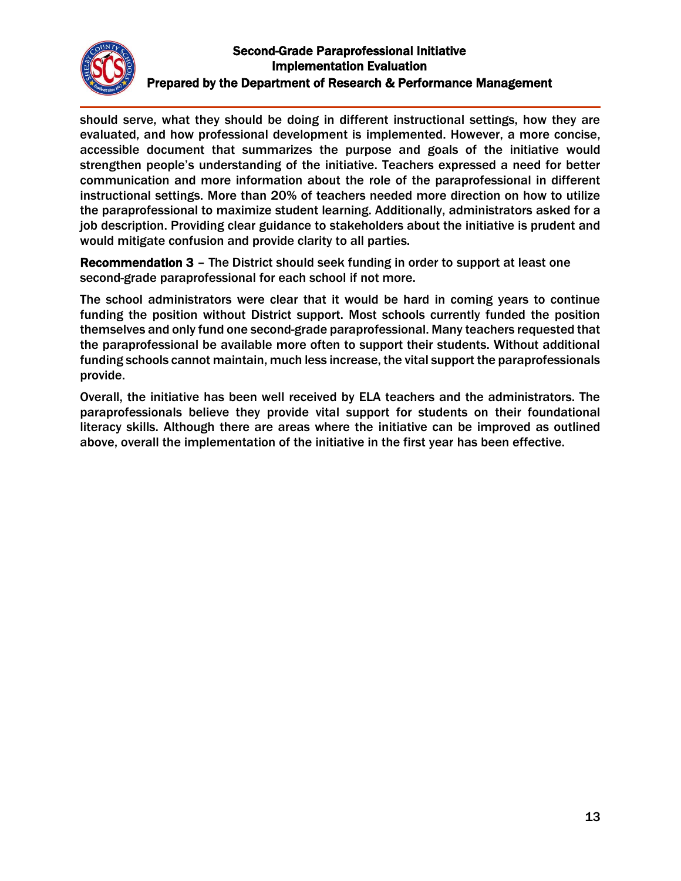should serve, what they should be doing in different instructional settings, how they are evaluated, and how professional development is implemented. However, a more concise, accessible document that summarizes the purpose and goals of the initiative would strengthen people's understanding of the initiative. Teachers expressed a need for better communication and more information about the role of the paraprofessional in different instructional settings. More than 20% of teachers needed more direction on how to utilize the paraprofessional to maximize student learning. Additionally, administrators asked for a job description. Providing clear guidance to stakeholders about the initiative is prudent and would mitigate confusion and provide clarity to all parties.

**Recommendation 3** – The District should seek funding in order to support at least one second-grade paraprofessional for each school if not more.

The school administrators were clear that it would be hard in coming years to continue funding the position without District support. Most schools currently funded the position themselves and only fund one second-grade paraprofessional. Many teachers requested that the paraprofessional be available more often to support their students. Without additional funding schools cannot maintain, much less increase, the vital support the paraprofessionals provide.

Overall, the initiative has been well received by ELA teachers and the administrators. The paraprofessionals believe they provide vital support for students on their foundational literacy skills. Although there are areas where the initiative can be improved as outlined above, overall the implementation of the initiative in the first year has been effective.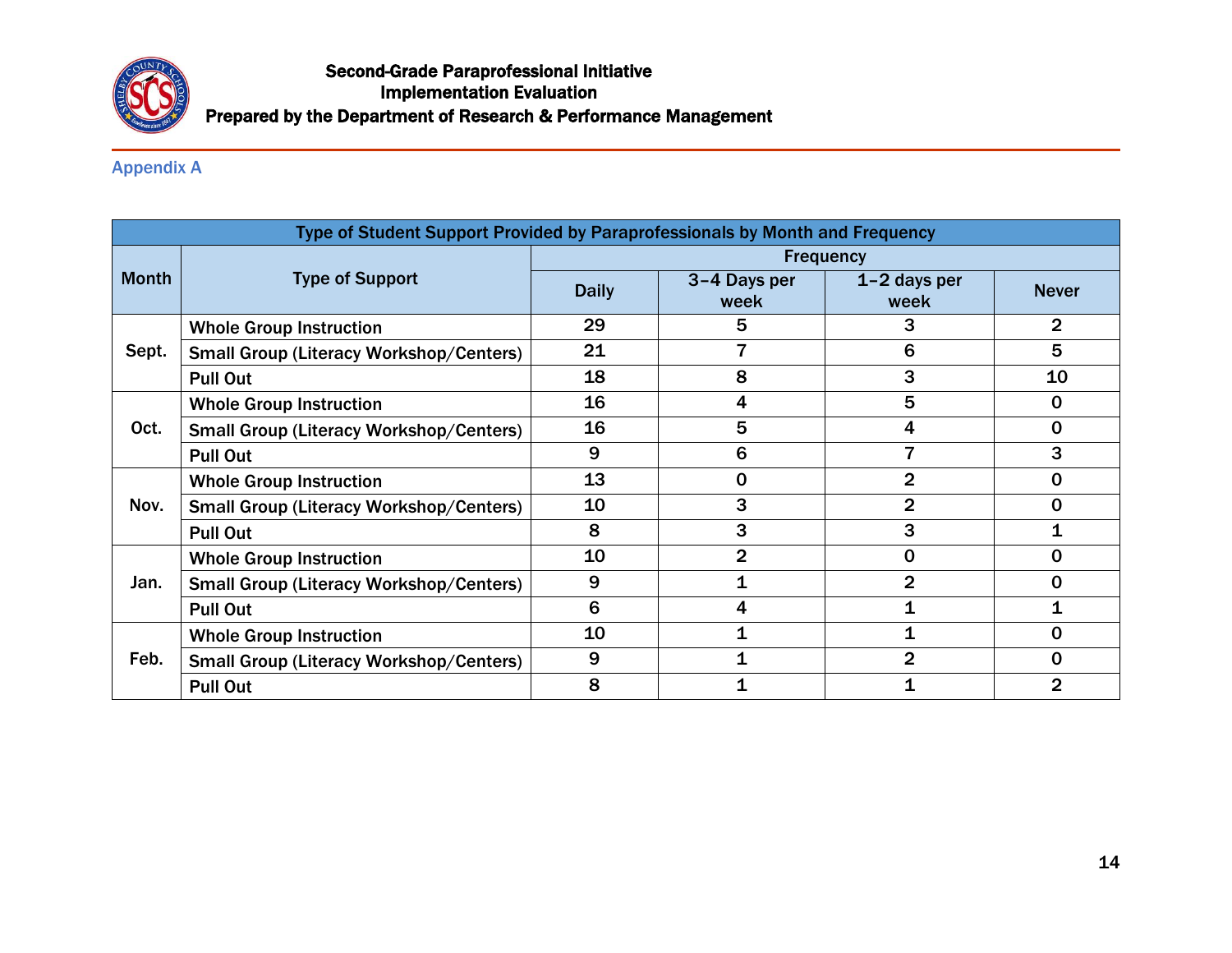## Appendix A

| Type of Student Support Provided by Paraprofessionals by Month and Frequency | | | | | |
|---|---|---|---|---|---|
| Month | Type of Support | Frequency | | | |
| | | Daily | 3–4 Days per week | 1–2 days per week | Never |
| Sept. | Whole Group Instruction | 29 | 5 | 3 | 2 |
| | Small Group (Literacy Workshop/Centers) | 21 | 7 | 6 | 5 |
| | Pull Out | 18 | 8 | 3 | 10 |
| Oct. | Whole Group Instruction | 16 | 4 | 5 | 0 |
| | Small Group (Literacy Workshop/Centers) | 16 | 5 | 4 | 0 |
| | Pull Out | 9 | 6 | 7 | 3 |
| Nov. | Whole Group Instruction | 13 | 0 | 2 | 0 |
| | Small Group (Literacy Workshop/Centers) | 10 | 3 | 2 | 0 |
| | Pull Out | 8 | 3 | 3 | 1 |
| Jan. | Whole Group Instruction | 10 | 2 | 0 | 0 |
| | Small Group (Literacy Workshop/Centers) | 9 | 1 | 2 | 0 |
| | Pull Out | 6 | 4 | 1 | 1 |
| Feb. | Whole Group Instruction | 10 | 1 | 1 | 0 |
| | Small Group (Literacy Workshop/Centers) | 9 | 1 | 2 | 0 |
| | Pull Out | 8 | 1 | 1 | 2 |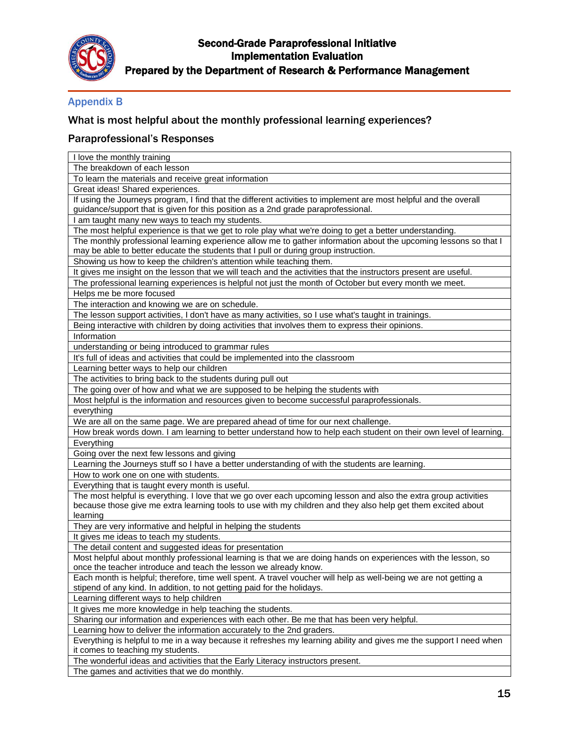## Appendix B

### What is most helpful about the monthly professional learning experiences?

### Paraprofessional's Responses

| I love the monthly training |
|---|
| The breakdown of each lesson |
| To learn the materials and receive great information |
| Great ideas! Shared experiences. |
| If using the Journeys program, I find that the different activities to implement are most helpful and the overall guidance/support that is given for this position as a 2nd grade paraprofessional. |
| I am taught many new ways to teach my students. |
| The most helpful experience is that we get to role play what we're doing to get a better understanding. |
| The monthly professional learning experience allow me to gather information about the upcoming lessons so that I may be able to better educate the students that I pull or during group instruction. |
| Showing us how to keep the children's attention while teaching them. |
| It gives me insight on the lesson that we will teach and the activities that the instructors present are useful. |
| The professional learning experiences is helpful not just the month of October but every month we meet. |
| Helps me be more focused |
| The interaction and knowing we are on schedule. |
| The lesson support activities, I don't have as many activities, so I use what's taught in trainings. |
| Being interactive with children by doing activities that involves them to express their opinions. |
| Information |
| understanding or being introduced to grammar rules |
| It's full of ideas and activities that could be implemented into the classroom |
| Learning better ways to help our children |
| The activities to bring back to the students during pull out |
| The going over of how and what we are supposed to be helping the students with |
| Most helpful is the information and resources given to become successful paraprofessionals. |
| everything |
| We are all on the same page. We are prepared ahead of time for our next challenge. |
| How break words down. I am learning to better understand how to help each student on their own level of learning. |
| Everything |
| Going over the next few lessons and giving |
| Learning the Journeys stuff so I have a better understanding of with the students are learning. |
| How to work one on one with students. |
| Everything that is taught every month is useful. |
| The most helpful is everything. I love that we go over each upcoming lesson and also the extra group activities because those give me extra learning tools to use with my children and they also help get them excited about learning |
| They are very informative and helpful in helping the students |
| It gives me ideas to teach my students. |
| The detail content and suggested ideas for presentation |
| Most helpful about monthly professional learning is that we are doing hands on experiences with the lesson, so once the teacher introduce and teach the lesson we already know. |
| Each month is helpful; therefore, time well spent. A travel voucher will help as well-being we are not getting a stipend of any kind. In addition, to not getting paid for the holidays. |
| Learning different ways to help children |
| It gives me more knowledge in help teaching the students. |
| Sharing our information and experiences with each other. Be me that has been very helpful. |
| Learning how to deliver the information accurately to the 2nd graders. |
| Everything is helpful to me in a way because it refreshes my learning ability and gives me the support I need when it comes to teaching my students. |
| The wonderful ideas and activities that the Early Literacy instructors present. |
| The games and activities that we do monthly. |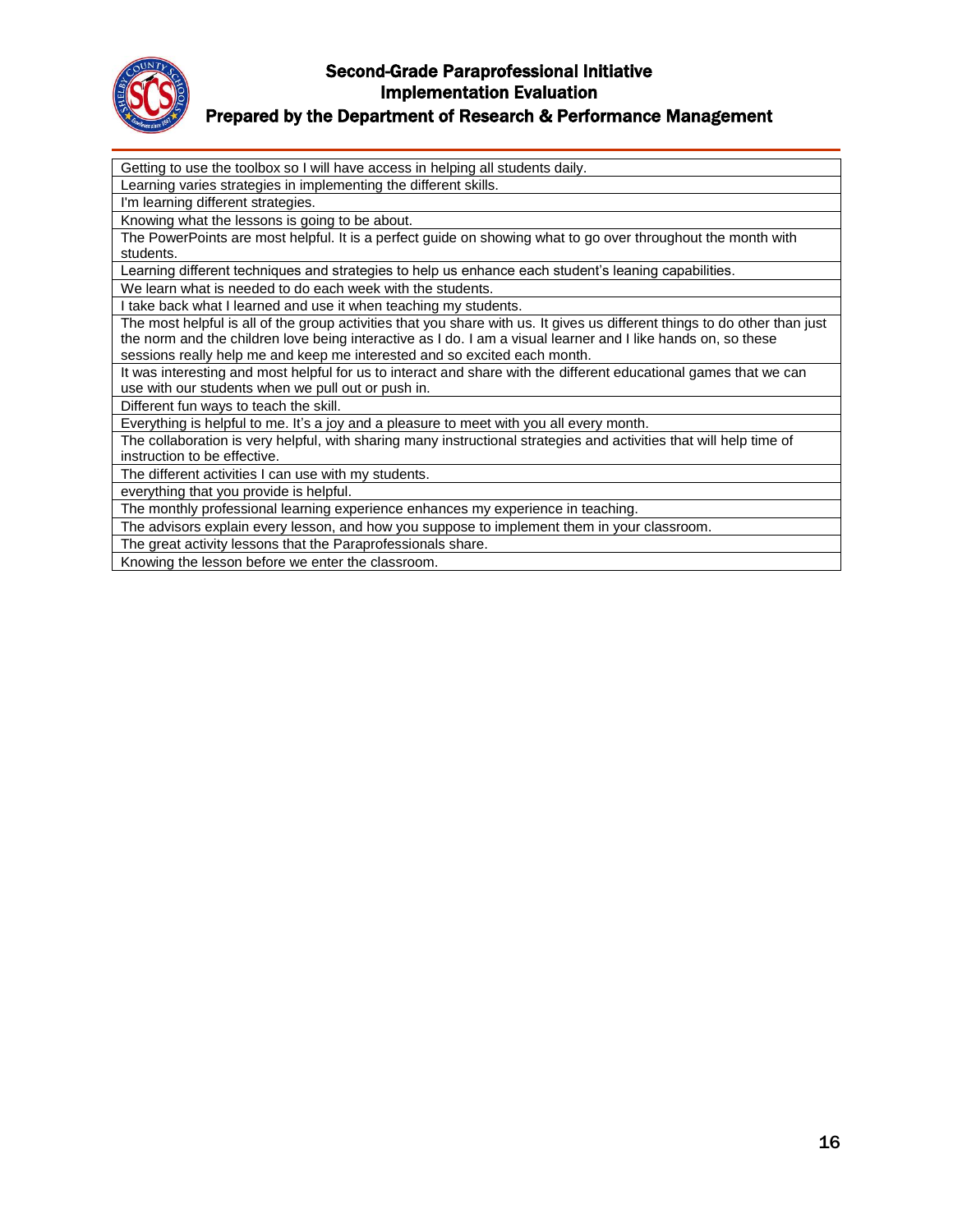| Getting to use the toolbox so I will have access in helping all students daily. |
|---|
| Learning varies strategies in implementing the different skills. |
| I'm learning different strategies. |
| Knowing what the lessons is going to be about. |
| The PowerPoints are most helpful. It is a perfect guide on showing what to go over throughout the month with students. |
| Learning different techniques and strategies to help us enhance each student's leaning capabilities. |
| We learn what is needed to do each week with the students. |
| I take back what I learned and use it when teaching my students. |
| The most helpful is all of the group activities that you share with us. It gives us different things to do other than just the norm and the children love being interactive as I do. I am a visual learner and I like hands on, so these sessions really help me and keep me interested and so excited each month. |
| It was interesting and most helpful for us to interact and share with the different educational games that we can use with our students when we pull out or push in. |
| Different fun ways to teach the skill. |
| Everything is helpful to me. It's a joy and a pleasure to meet with you all every month. |
| The collaboration is very helpful, with sharing many instructional strategies and activities that will help time of instruction to be effective. |
| The different activities I can use with my students. |
| everything that you provide is helpful. |
| The monthly professional learning experience enhances my experience in teaching. |
| The advisors explain every lesson, and how you suppose to implement them in your classroom. |
| The great activity lessons that the Paraprofessionals share. |
| Knowing the lesson before we enter the classroom. |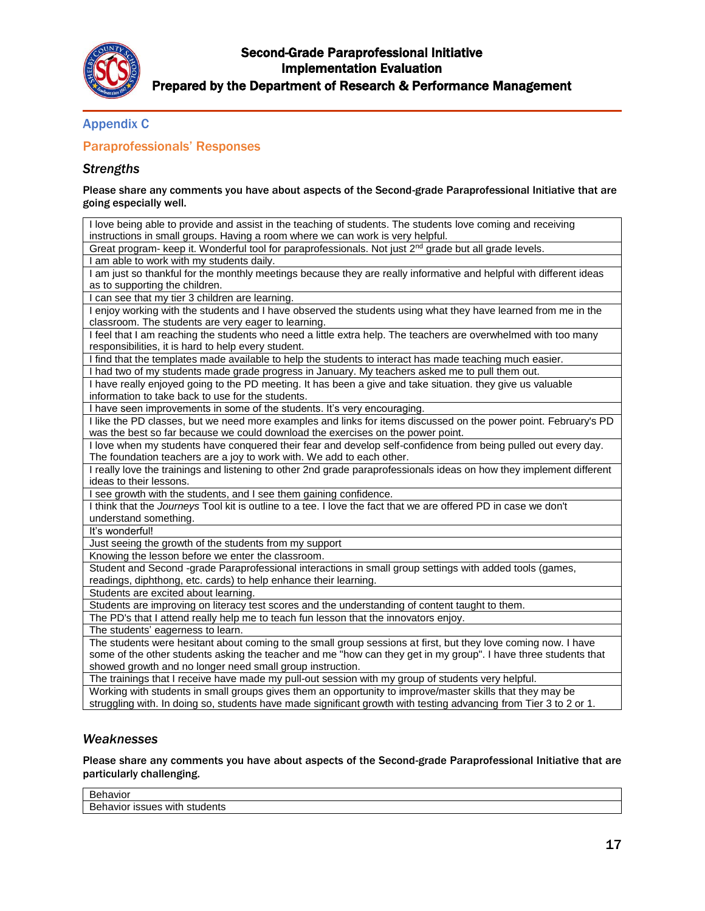## Appendix C

### Paraprofessionals' Responses

### *Strengths*

**Please share any comments you have about aspects of the Second-grade Paraprofessional Initiative that are going especially well.**

| |
|---|
| I love being able to provide and assist in the teaching of students. The students love coming and receiving instructions in small groups. Having a room where we can work is very helpful. |
| Great program- keep it. Wonderful tool for paraprofessionals. Not just 2nd grade but all grade levels. |
| I am able to work with my students daily. |
| I am just so thankful for the monthly meetings because they are really informative and helpful with different ideas as to supporting the children. |
| I can see that my tier 3 children are learning. |
| I enjoy working with the students and I have observed the students using what they have learned from me in the classroom. The students are very eager to learning. |
| I feel that I am reaching the students who need a little extra help. The teachers are overwhelmed with too many responsibilities, it is hard to help every student. |
| I find that the templates made available to help the students to interact has made teaching much easier. |
| I had two of my students made grade progress in January. My teachers asked me to pull them out. |
| I have really enjoyed going to the PD meeting. It has been a give and take situation. they give us valuable information to take back to use for the students. |
| I have seen improvements in some of the students. It's very encouraging. |
| I like the PD classes, but we need more examples and links for items discussed on the power point. February's PD was the best so far because we could download the exercises on the power point. |
| I love when my students have conquered their fear and develop self-confidence from being pulled out every day. The foundation teachers are a joy to work with. We add to each other. |
| I really love the trainings and listening to other 2nd grade paraprofessionals ideas on how they implement different ideas to their lessons. |
| I see growth with the students, and I see them gaining confidence. |
| I think that the *Journeys* Tool kit is outline to a tee. I love the fact that we are offered PD in case we don't understand something. |
| It's wonderful! |
| Just seeing the growth of the students from my support |
| Knowing the lesson before we enter the classroom. |
| Student and Second -grade Paraprofessional interactions in small group settings with added tools (games, readings, diphthong, etc. cards) to help enhance their learning. |
| Students are excited about learning. |
| Students are improving on literacy test scores and the understanding of content taught to them. |
| The PD's that I attend really help me to teach fun lesson that the innovators enjoy. |
| The students' eagerness to learn. |
| The students were hesitant about coming to the small group sessions at first, but they love coming now. I have some of the other students asking the teacher and me "how can they get in my group". I have three students that showed growth and no longer need small group instruction. |
| The trainings that I receive have made my pull-out session with my group of students very helpful. |
| Working with students in small groups gives them an opportunity to improve/master skills that they may be struggling with. In doing so, students have made significant growth with testing advancing from Tier 3 to 2 or 1. |

### *Weaknesses*

**Please share any comments you have about aspects of the Second-grade Paraprofessional Initiative that are particularly challenging.**

| |
|---|
| Behavior |
| Behavior issues with students |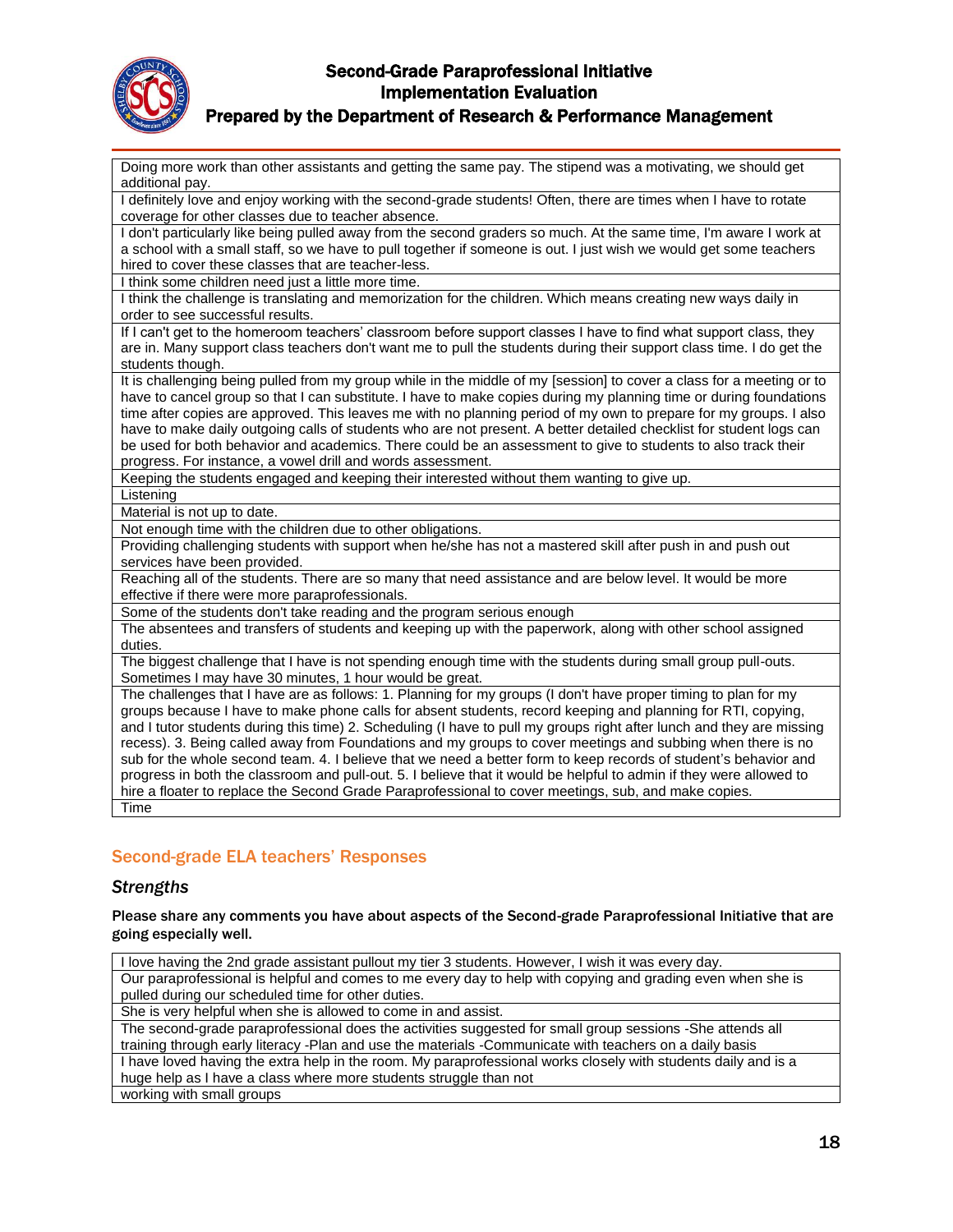| |
|---|
| Doing more work than other assistants and getting the same pay. The stipend was a motivating, we should get additional pay. |
| I definitely love and enjoy working with the second-grade students! Often, there are times when I have to rotate coverage for other classes due to teacher absence. |
| I don't particularly like being pulled away from the second graders so much. At the same time, I'm aware I work at a school with a small staff, so we have to pull together if someone is out. I just wish we would get some teachers hired to cover these classes that are teacher-less. |
| I think some children need just a little more time. |
| I think the challenge is translating and memorization for the children. Which means creating new ways daily in order to see successful results. |
| If I can't get to the homeroom teachers' classroom before support classes I have to find what support class, they are in. Many support class teachers don't want me to pull the students during their support class time. I do get the students though. |
| It is challenging being pulled from my group while in the middle of my [session] to cover a class for a meeting or to have to cancel group so that I can substitute. I have to make copies during my planning time or during foundations time after copies are approved. This leaves me with no planning period of my own to prepare for my groups. I also have to make daily outgoing calls of students who are not present. A better detailed checklist for student logs can be used for both behavior and academics. There could be an assessment to give to students to also track their progress. For instance, a vowel drill and words assessment. |
| Keeping the students engaged and keeping their interested without them wanting to give up. |
| Listening |
| Material is not up to date. |
| Not enough time with the children due to other obligations. |
| Providing challenging students with support when he/she has not a mastered skill after push in and push out services have been provided. |
| Reaching all of the students. There are so many that need assistance and are below level. It would be more effective if there were more paraprofessionals. |
| Some of the students don't take reading and the program serious enough |
| The absentees and transfers of students and keeping up with the paperwork, along with other school assigned duties. |
| The biggest challenge that I have is not spending enough time with the students during small group pull-outs. Sometimes I may have 30 minutes, 1 hour would be great. |
| The challenges that I have are as follows: 1. Planning for my groups (I don't have proper timing to plan for my groups because I have to make phone calls for absent students, record keeping and planning for RTI, copying, and I tutor students during this time) 2. Scheduling (I have to pull my groups right after lunch and they are missing recess). 3. Being called away from Foundations and my groups to cover meetings and subbing when there is no sub for the whole second team. 4. I believe that we need a better form to keep records of student's behavior and progress in both the classroom and pull-out. 5. I believe that it would be helpful to admin if they were allowed to hire a floater to replace the Second Grade Paraprofessional to cover meetings, sub, and make copies. |
| Time |

## Second-grade ELA teachers' Responses

### *Strengths*

**Please share any comments you have about aspects of the Second-grade Paraprofessional Initiative that are going especially well.**

| |
|---|
| I love having the 2nd grade assistant pullout my tier 3 students. However, I wish it was every day. |
| Our paraprofessional is helpful and comes to me every day to help with copying and grading even when she is pulled during our scheduled time for other duties. |
| She is very helpful when she is allowed to come in and assist. |
| The second-grade paraprofessional does the activities suggested for small group sessions -She attends all training through early literacy -Plan and use the materials -Communicate with teachers on a daily basis |
| I have loved having the extra help in the room. My paraprofessional works closely with students daily and is a huge help as I have a class where more students struggle than not |
| working with small groups |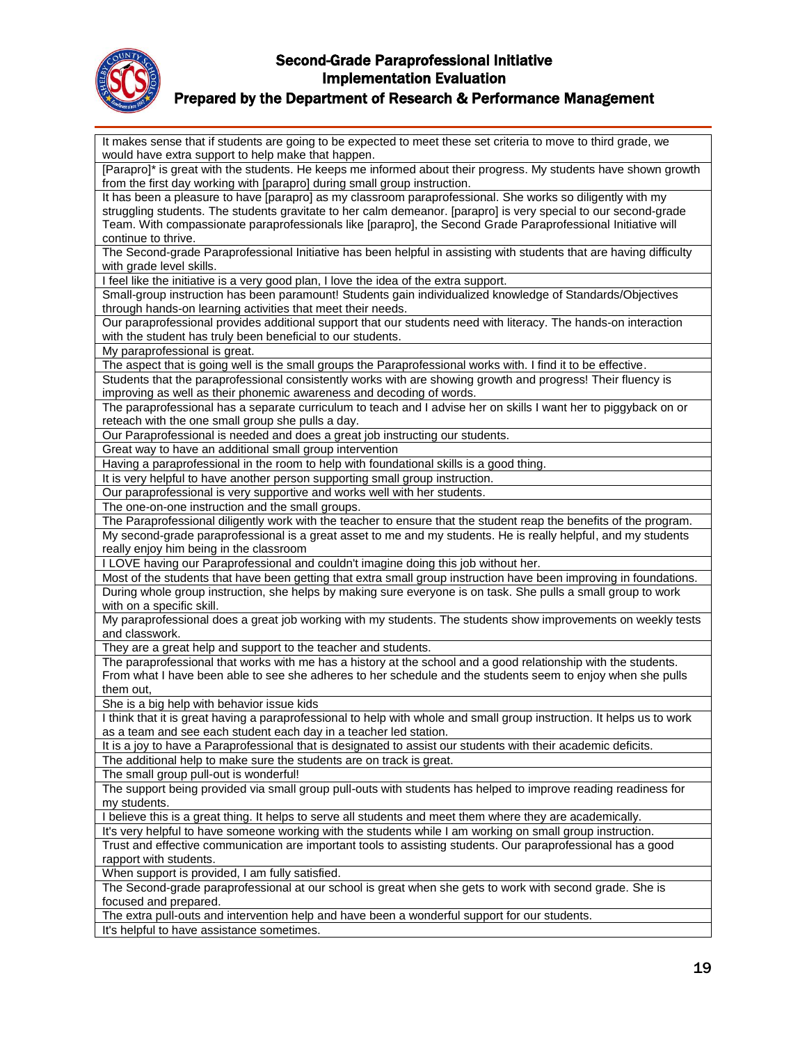| It makes sense that if students are going to be expected to meet these set criteria to move to third grade, we would have extra support to help make that happen. |
|---|
| [Parapro]* is great with the students. He keeps me informed about their progress. My students have shown growth from the first day working with [parapro] during small group instruction. |
| It has been a pleasure to have [parapro] as my classroom paraprofessional. She works so diligently with my struggling students. The students gravitate to her calm demeanor. [parapro] is very special to our second-grade Team. With compassionate paraprofessionals like [parapro], the Second Grade Paraprofessional Initiative will continue to thrive. |
| The Second-grade Paraprofessional Initiative has been helpful in assisting with students that are having difficulty with grade level skills. |
| I feel like the initiative is a very good plan, I love the idea of the extra support. |
| Small-group instruction has been paramount! Students gain individualized knowledge of Standards/Objectives through hands-on learning activities that meet their needs. |
| Our paraprofessional provides additional support that our students need with literacy. The hands-on interaction with the student has truly been beneficial to our students. |
| My paraprofessional is great. |
| The aspect that is going well is the small groups the Paraprofessional works with. I find it to be effective. |
| Students that the paraprofessional consistently works with are showing growth and progress! Their fluency is improving as well as their phonemic awareness and decoding of words. |
| The paraprofessional has a separate curriculum to teach and I advise her on skills I want her to piggyback on or reteach with the one small group she pulls a day. |
| Our Paraprofessional is needed and does a great job instructing our students. |
| Great way to have an additional small group intervention |
| Having a paraprofessional in the room to help with foundational skills is a good thing. |
| It is very helpful to have another person supporting small group instruction. |
| Our paraprofessional is very supportive and works well with her students. |
| The one-on-one instruction and the small groups. |
| The Paraprofessional diligently work with the teacher to ensure that the student reap the benefits of the program. |
| My second-grade paraprofessional is a great asset to me and my students. He is really helpful, and my students really enjoy him being in the classroom |
| I LOVE having our Paraprofessional and couldn't imagine doing this job without her. |
| Most of the students that have been getting that extra small group instruction have been improving in foundations. |
| During whole group instruction, she helps by making sure everyone is on task. She pulls a small group to work with on a specific skill. |
| My paraprofessional does a great job working with my students. The students show improvements on weekly tests and classwork. |
| They are a great help and support to the teacher and students. |
| The paraprofessional that works with me has a history at the school and a good relationship with the students. From what I have been able to see she adheres to her schedule and the students seem to enjoy when she pulls them out, |
| She is a big help with behavior issue kids |
| I think that it is great having a paraprofessional to help with whole and small group instruction. It helps us to work as a team and see each student each day in a teacher led station. |
| It is a joy to have a Paraprofessional that is designated to assist our students with their academic deficits. |
| The additional help to make sure the students are on track is great. |
| The small group pull-out is wonderful! |
| The support being provided via small group pull-outs with students has helped to improve reading readiness for my students. |
| I believe this is a great thing. It helps to serve all students and meet them where they are academically. |
| It's very helpful to have someone working with the students while I am working on small group instruction. |
| Trust and effective communication are important tools to assisting students. Our paraprofessional has a good rapport with students. |
| When support is provided, I am fully satisfied. |
| The Second-grade paraprofessional at our school is great when she gets to work with second grade. She is focused and prepared. |
| The extra pull-outs and intervention help and have been a wonderful support for our students. |
| It's helpful to have assistance sometimes. |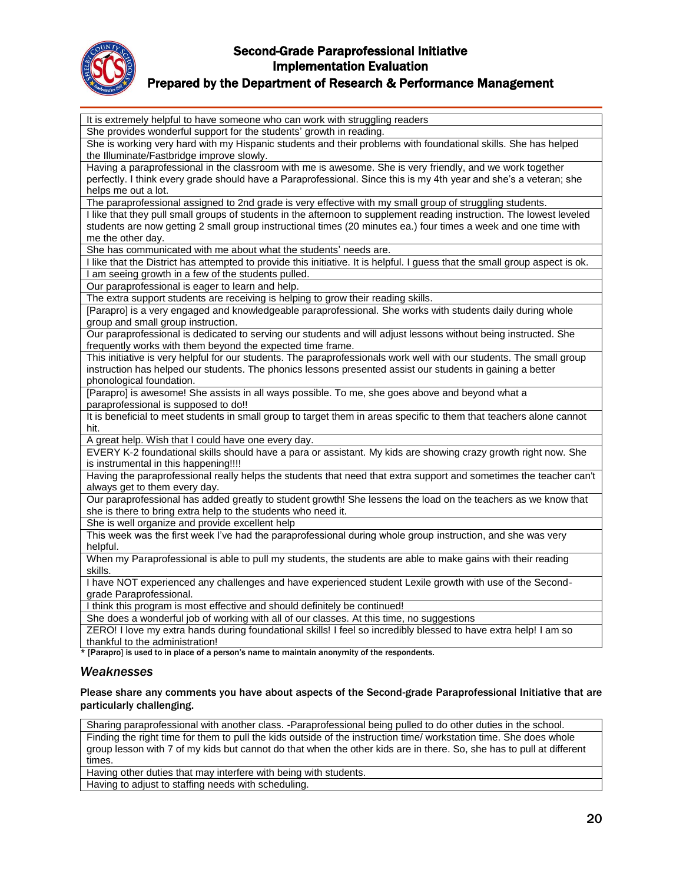| It is extremely helpful to have someone who can work with struggling readers |
|---|
| She provides wonderful support for the students' growth in reading. |
| She is working very hard with my Hispanic students and their problems with foundational skills. She has helped the Illuminate/Fastbridge improve slowly. |
| Having a paraprofessional in the classroom with me is awesome. She is very friendly, and we work together perfectly. I think every grade should have a Paraprofessional. Since this is my 4th year and she's a veteran; she helps me out a lot. |
| The paraprofessional assigned to 2nd grade is very effective with my small group of struggling students. |
| I like that they pull small groups of students in the afternoon to supplement reading instruction. The lowest leveled students are now getting 2 small group instructional times (20 minutes ea.) four times a week and one time with me the other day. |
| She has communicated with me about what the students' needs are. |
| I like that the District has attempted to provide this initiative. It is helpful. I guess that the small group aspect is ok. |
| I am seeing growth in a few of the students pulled. |
| Our paraprofessional is eager to learn and help. |
| The extra support students are receiving is helping to grow their reading skills. |
| [Parapro] is a very engaged and knowledgeable paraprofessional. She works with students daily during whole group and small group instruction. |
| Our paraprofessional is dedicated to serving our students and will adjust lessons without being instructed. She frequently works with them beyond the expected time frame. |
| This initiative is very helpful for our students. The paraprofessionals work well with our students. The small group instruction has helped our students. The phonics lessons presented assist our students in gaining a better phonological foundation. |
| [Parapro] is awesome! She assists in all ways possible. To me, she goes above and beyond what a paraprofessional is supposed to do!! |
| It is beneficial to meet students in small group to target them in areas specific to them that teachers alone cannot hit. |
| A great help. Wish that I could have one every day. |
| EVERY K-2 foundational skills should have a para or assistant. My kids are showing crazy growth right now. She is instrumental in this happening!!!! |
| Having the paraprofessional really helps the students that need that extra support and sometimes the teacher can't always get to them every day. |
| Our paraprofessional has added greatly to student growth! She lessens the load on the teachers as we know that she is there to bring extra help to the students who need it. |
| She is well organize and provide excellent help |
| This week was the first week I've had the paraprofessional during whole group instruction, and she was very helpful. |
| When my Paraprofessional is able to pull my students, the students are able to make gains with their reading skills. |
| I have NOT experienced any challenges and have experienced student Lexile growth with use of the Second-grade Paraprofessional. |
| I think this program is most effective and should definitely be continued! |
| She does a wonderful job of working with all of our classes. At this time, no suggestions |
| ZERO! I love my extra hands during foundational skills! I feel so incredibly blessed to have extra help! I am so thankful to the administration! |

\* [Parapro] is used to in place of a person's name to maintain anonymity of the respondents.

### *Weaknesses*

**Please share any comments you have about aspects of the Second-grade Paraprofessional Initiative that are particularly challenging.**

| Sharing paraprofessional with another class. -Paraprofessional being pulled to do other duties in the school. |
|---|
| Finding the right time for them to pull the kids outside of the instruction time/ workstation time. She does whole group lesson with 7 of my kids but cannot do that when the other kids are in there. So, she has to pull at different times. |
| Having other duties that may interfere with being with students. |
| Having to adjust to staffing needs with scheduling. |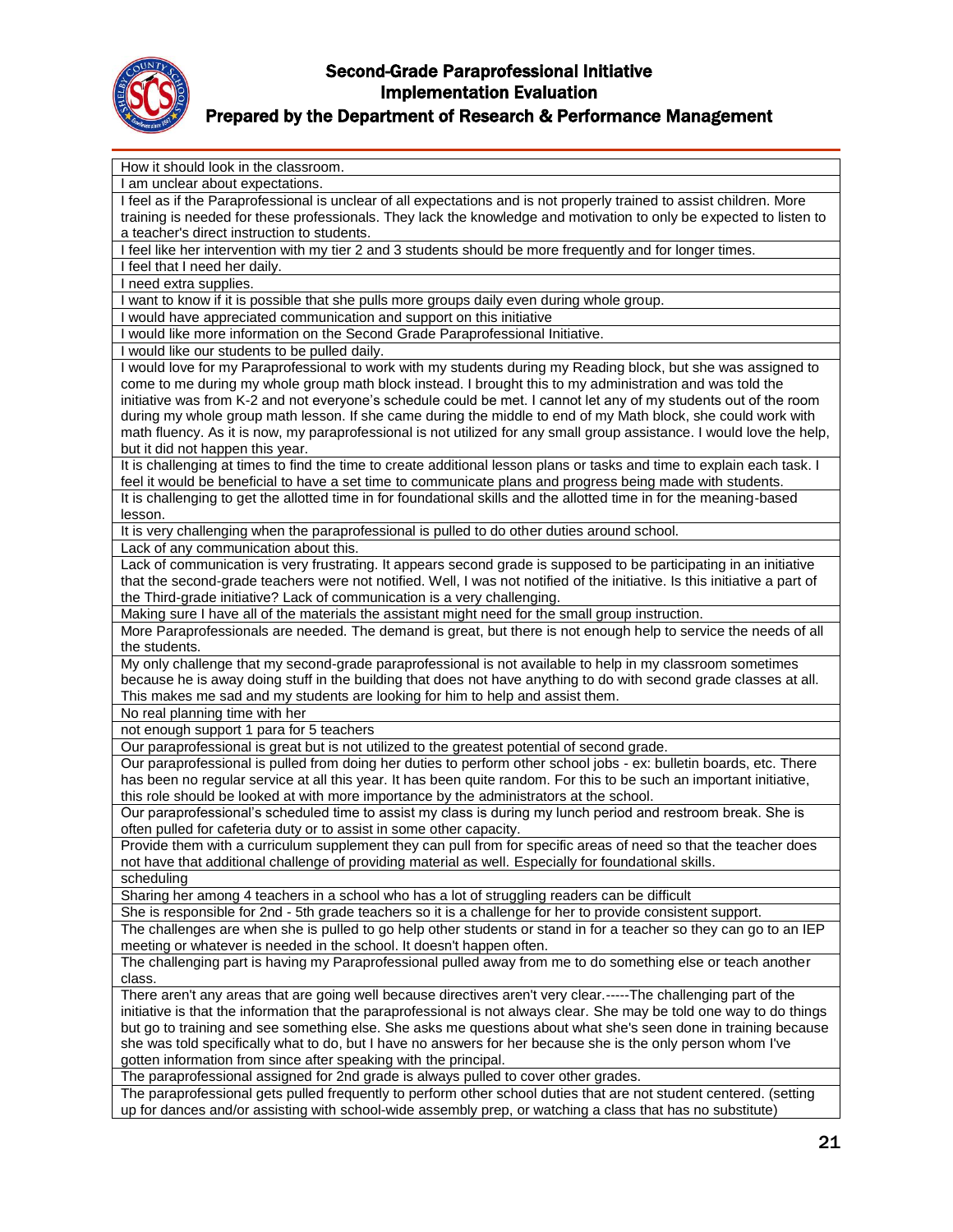| How it should look in the classroom. |
|---|
| I am unclear about expectations. |
| I feel as if the Paraprofessional is unclear of all expectations and is not properly trained to assist children. More training is needed for these professionals. They lack the knowledge and motivation to only be expected to listen to a teacher's direct instruction to students. |
| I feel like her intervention with my tier 2 and 3 students should be more frequently and for longer times. |
| I feel that I need her daily. |
| I need extra supplies. |
| I want to know if it is possible that she pulls more groups daily even during whole group. |
| I would have appreciated communication and support on this initiative |
| I would like more information on the Second Grade Paraprofessional Initiative. |
| I would like our students to be pulled daily. |
| I would love for my Paraprofessional to work with my students during my Reading block, but she was assigned to come to me during my whole group math block instead. I brought this to my administration and was told the initiative was from K-2 and not everyone's schedule could be met. I cannot let any of my students out of the room during my whole group math lesson. If she came during the middle to end of my Math block, she could work with math fluency. As it is now, my paraprofessional is not utilized for any small group assistance. I would love the help, but it did not happen this year. |
| It is challenging at times to find the time to create additional lesson plans or tasks and time to explain each task. I feel it would be beneficial to have a set time to communicate plans and progress being made with students. |
| It is challenging to get the allotted time in for foundational skills and the allotted time in for the meaning-based lesson. |
| It is very challenging when the paraprofessional is pulled to do other duties around school. |
| Lack of any communication about this. |
| Lack of communication is very frustrating. It appears second grade is supposed to be participating in an initiative that the second-grade teachers were not notified. Well, I was not notified of the initiative. Is this initiative a part of the Third-grade initiative? Lack of communication is a very challenging. |
| Making sure I have all of the materials the assistant might need for the small group instruction. |
| More Paraprofessionals are needed. The demand is great, but there is not enough help to service the needs of all the students. |
| My only challenge that my second-grade paraprofessional is not available to help in my classroom sometimes because he is away doing stuff in the building that does not have anything to do with second grade classes at all. This makes me sad and my students are looking for him to help and assist them. |
| No real planning time with her |
| not enough support 1 para for 5 teachers |
| Our paraprofessional is great but is not utilized to the greatest potential of second grade. |
| Our paraprofessional is pulled from doing her duties to perform other school jobs - ex: bulletin boards, etc. There has been no regular service at all this year. It has been quite random. For this to be such an important initiative, this role should be looked at with more importance by the administrators at the school. |
| Our paraprofessional's scheduled time to assist my class is during my lunch period and restroom break. She is often pulled for cafeteria duty or to assist in some other capacity. |
| Provide them with a curriculum supplement they can pull from for specific areas of need so that the teacher does not have that additional challenge of providing material as well. Especially for foundational skills. |
| scheduling |
| Sharing her among 4 teachers in a school who has a lot of struggling readers can be difficult |
| She is responsible for 2nd - 5th grade teachers so it is a challenge for her to provide consistent support. |
| The challenges are when she is pulled to go help other students or stand in for a teacher so they can go to an IEP meeting or whatever is needed in the school. It doesn't happen often. |
| The challenging part is having my Paraprofessional pulled away from me to do something else or teach another class. |
| There aren't any areas that are going well because directives aren't very clear.-----The challenging part of the initiative is that the information that the paraprofessional is not always clear. She may be told one way to do things but go to training and see something else. She asks me questions about what she's seen done in training because she was told specifically what to do, but I have no answers for her because she is the only person whom I've gotten information from since after speaking with the principal. |
| The paraprofessional assigned for 2nd grade is always pulled to cover other grades. |
| The paraprofessional gets pulled frequently to perform other school duties that are not student centered. (setting up for dances and/or assisting with school-wide assembly prep, or watching a class that has no substitute) |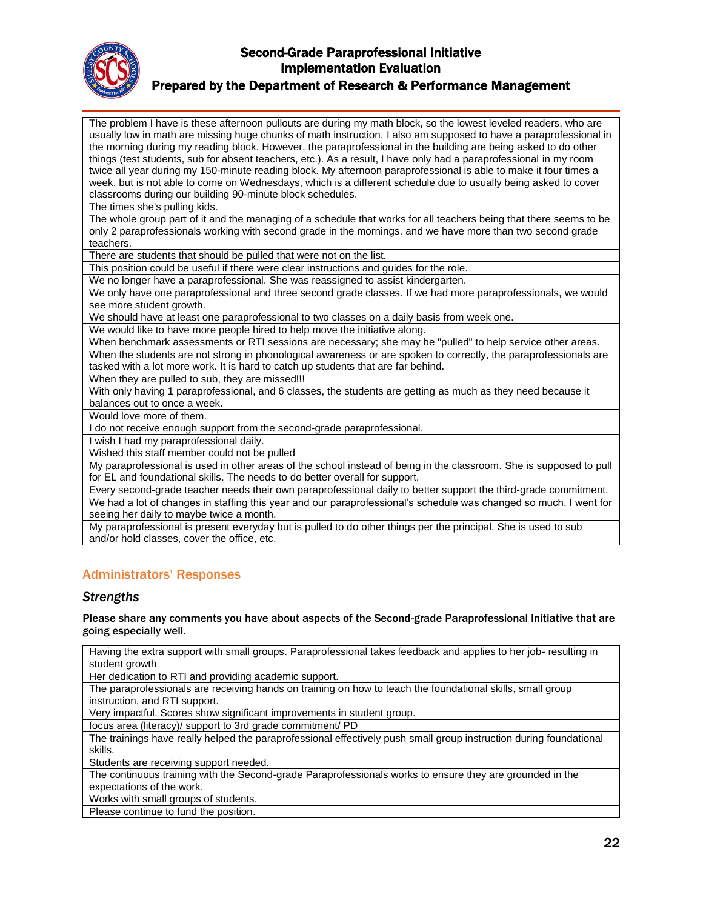| The problem I have is these afternoon pullouts are during my math block, so the lowest leveled readers, who are usually low in math are missing huge chunks of math instruction. I also am supposed to have a paraprofessional in the morning during my reading block. However, the paraprofessional in the building are being asked to do other things (test students, sub for absent teachers, etc.). As a result, I have only had a paraprofessional in my room twice all year during my 150-minute reading block. My afternoon paraprofessional is able to make it four times a week, but is not able to come on Wednesdays, which is a different schedule due to usually being asked to cover classrooms during our building 90-minute block schedules. |
|---|
| The times she's pulling kids. |
| The whole group part of it and the managing of a schedule that works for all teachers being that there seems to be only 2 paraprofessionals working with second grade in the mornings. and we have more than two second grade teachers. |
| There are students that should be pulled that were not on the list. |
| This position could be useful if there were clear instructions and guides for the role. |
| We no longer have a paraprofessional. She was reassigned to assist kindergarten. |
| We only have one paraprofessional and three second grade classes. If we had more paraprofessionals, we would see more student growth. |
| We should have at least one paraprofessional to two classes on a daily basis from week one. |
| We would like to have more people hired to help move the initiative along. |
| When benchmark assessments or RTI sessions are necessary; she may be "pulled" to help service other areas. |
| When the students are not strong in phonological awareness or are spoken to correctly, the paraprofessionals are tasked with a lot more work. It is hard to catch up students that are far behind. |
| When they are pulled to sub, they are missed!!! |
| With only having 1 paraprofessional, and 6 classes, the students are getting as much as they need because it balances out to once a week. |
| Would love more of them. |
| I do not receive enough support from the second-grade paraprofessional. |
| I wish I had my paraprofessional daily. |
| Wished this staff member could not be pulled |
| My paraprofessional is used in other areas of the school instead of being in the classroom. She is supposed to pull for EL and foundational skills. The needs to do better overall for support. |
| Every second-grade teacher needs their own paraprofessional daily to better support the third-grade commitment. |
| We had a lot of changes in staffing this year and our paraprofessional's schedule was changed so much. I went for seeing her daily to maybe twice a month. |
| My paraprofessional is present everyday but is pulled to do other things per the principal. She is used to sub and/or hold classes, cover the office, etc. |

## Administrators' Responses

### *Strengths*

**Please share any comments you have about aspects of the Second-grade Paraprofessional Initiative that are going especially well.**

| Having the extra support with small groups. Paraprofessional takes feedback and applies to her job- resulting in student growth |
|---|
| Her dedication to RTI and providing academic support. |
| The paraprofessionals are receiving hands on training on how to teach the foundational skills, small group instruction, and RTI support. |
| Very impactful. Scores show significant improvements in student group. |
| focus area (literacy)/ support to 3rd grade commitment/ PD |
| The trainings have really helped the paraprofessional effectively push small group instruction during foundational skills. |
| Students are receiving support needed. |
| The continuous training with the Second-grade Paraprofessionals works to ensure they are grounded in the expectations of the work. |
| Works with small groups of students. |
| Please continue to fund the position. |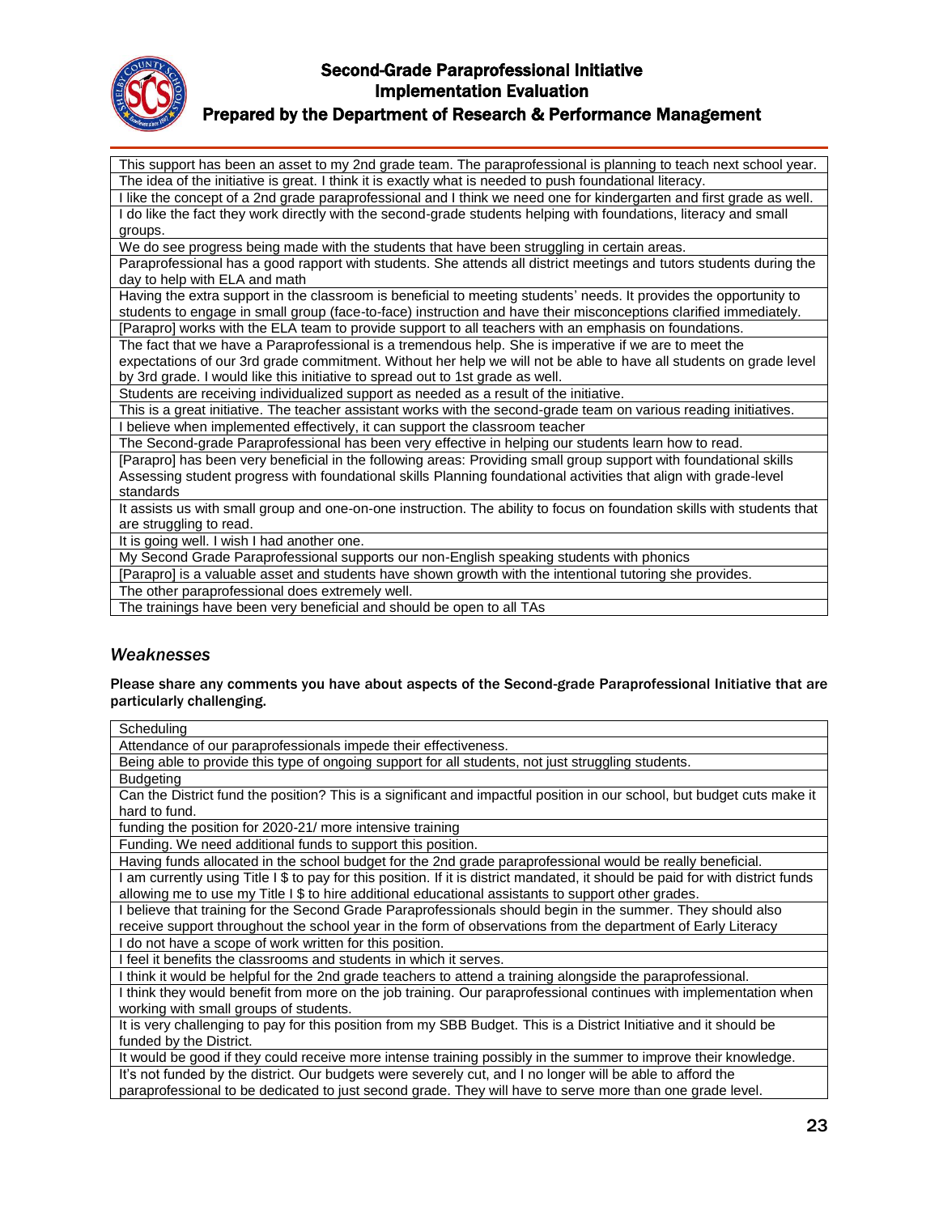| This support has been an asset to my 2nd grade team. The paraprofessional is planning to teach next school year. |
|---|
| The idea of the initiative is great. I think it is exactly what is needed to push foundational literacy. |
| I like the concept of a 2nd grade paraprofessional and I think we need one for kindergarten and first grade as well. |
| I do like the fact they work directly with the second-grade students helping with foundations, literacy and small groups. |
| We do see progress being made with the students that have been struggling in certain areas. |
| Paraprofessional has a good rapport with students. She attends all district meetings and tutors students during the day to help with ELA and math |
| Having the extra support in the classroom is beneficial to meeting students' needs. It provides the opportunity to students to engage in small group (face-to-face) instruction and have their misconceptions clarified immediately. |
| [Parapro] works with the ELA team to provide support to all teachers with an emphasis on foundations. |
| The fact that we have a Paraprofessional is a tremendous help. She is imperative if we are to meet the expectations of our 3rd grade commitment. Without her help we will not be able to have all students on grade level by 3rd grade. I would like this initiative to spread out to 1st grade as well. |
| Students are receiving individualized support as needed as a result of the initiative. |
| This is a great initiative. The teacher assistant works with the second-grade team on various reading initiatives. |
| I believe when implemented effectively, it can support the classroom teacher |
| The Second-grade Paraprofessional has been very effective in helping our students learn how to read. |
| [Parapro] has been very beneficial in the following areas: Providing small group support with foundational skills Assessing student progress with foundational skills Planning foundational activities that align with grade-level standards |
| It assists us with small group and one-on-one instruction. The ability to focus on foundation skills with students that are struggling to read. |
| It is going well. I wish I had another one. |
| My Second Grade Paraprofessional supports our non-English speaking students with phonics |
| [Parapro] is a valuable asset and students have shown growth with the intentional tutoring she provides. |
| The other paraprofessional does extremely well. |
| The trainings have been very beneficial and should be open to all TAs |

### *Weaknesses*

**Please share any comments you have about aspects of the Second-grade Paraprofessional Initiative that are particularly challenging.**

| Scheduling |
|---|
| Attendance of our paraprofessionals impede their effectiveness. |
| Being able to provide this type of ongoing support for all students, not just struggling students. |
| Budgeting |
| Can the District fund the position? This is a significant and impactful position in our school, but budget cuts make it hard to fund. |
| funding the position for 2020-21/ more intensive training |
| Funding. We need additional funds to support this position. |
| Having funds allocated in the school budget for the 2nd grade paraprofessional would be really beneficial. |
| I am currently using Title I $ to pay for this position. If it is district mandated, it should be paid for with district funds allowing me to use my Title I $ to hire additional educational assistants to support other grades. |
| I believe that training for the Second Grade Paraprofessionals should begin in the summer. They should also receive support throughout the school year in the form of observations from the department of Early Literacy |
| I do not have a scope of work written for this position. |
| I feel it benefits the classrooms and students in which it serves. |
| I think it would be helpful for the 2nd grade teachers to attend a training alongside the paraprofessional. |
| I think they would benefit from more on the job training. Our paraprofessional continues with implementation when working with small groups of students. |
| It is very challenging to pay for this position from my SBB Budget. This is a District Initiative and it should be funded by the District. |
| It would be good if they could receive more intense training possibly in the summer to improve their knowledge. |
| It's not funded by the district. Our budgets were severely cut, and I no longer will be able to afford the paraprofessional to be dedicated to just second grade. They will have to serve more than one grade level. |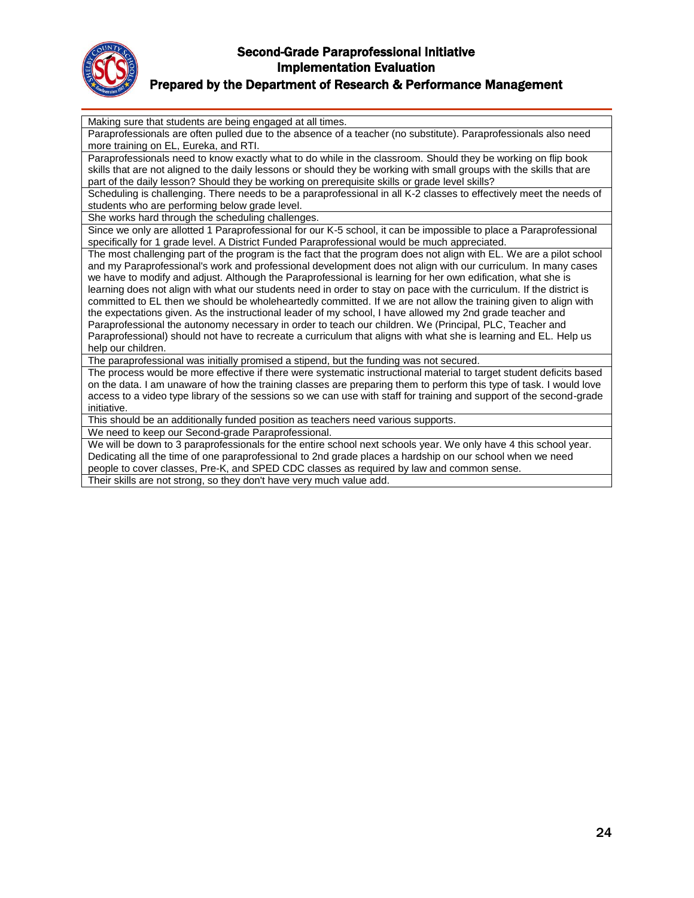| |
|---|
| Making sure that students are being engaged at all times. |
| Paraprofessionals are often pulled due to the absence of a teacher (no substitute). Paraprofessionals also need more training on EL, Eureka, and RTI. |
| Paraprofessionals need to know exactly what to do while in the classroom. Should they be working on flip book skills that are not aligned to the daily lessons or should they be working with small groups with the skills that are part of the daily lesson? Should they be working on prerequisite skills or grade level skills? |
| Scheduling is challenging. There needs to be a paraprofessional in all K-2 classes to effectively meet the needs of students who are performing below grade level. |
| She works hard through the scheduling challenges. |
| Since we only are allotted 1 Paraprofessional for our K-5 school, it can be impossible to place a Paraprofessional specifically for 1 grade level. A District Funded Paraprofessional would be much appreciated. |
| The most challenging part of the program is the fact that the program does not align with EL. We are a pilot school and my Paraprofessional's work and professional development does not align with our curriculum. In many cases we have to modify and adjust. Although the Paraprofessional is learning for her own edification, what she is learning does not align with what our students need in order to stay on pace with the curriculum. If the district is committed to EL then we should be wholeheartedly committed. If we are not allow the training given to align with the expectations given. As the instructional leader of my school, I have allowed my 2nd grade teacher and Paraprofessional the autonomy necessary in order to teach our children. We (Principal, PLC, Teacher and Paraprofessional) should not have to recreate a curriculum that aligns with what she is learning and EL. Help us help our children. |
| The paraprofessional was initially promised a stipend, but the funding was not secured. |
| The process would be more effective if there were systematic instructional material to target student deficits based on the data. I am unaware of how the training classes are preparing them to perform this type of task. I would love access to a video type library of the sessions so we can use with staff for training and support of the second-grade initiative. |
| This should be an additionally funded position as teachers need various supports. |
| We need to keep our Second-grade Paraprofessional. |
| We will be down to 3 paraprofessionals for the entire school next schools year. We only have 4 this school year. Dedicating all the time of one paraprofessional to 2nd grade places a hardship on our school when we need people to cover classes, Pre-K, and SPED CDC classes as required by law and common sense. |
| Their skills are not strong, so they don't have very much value add. |